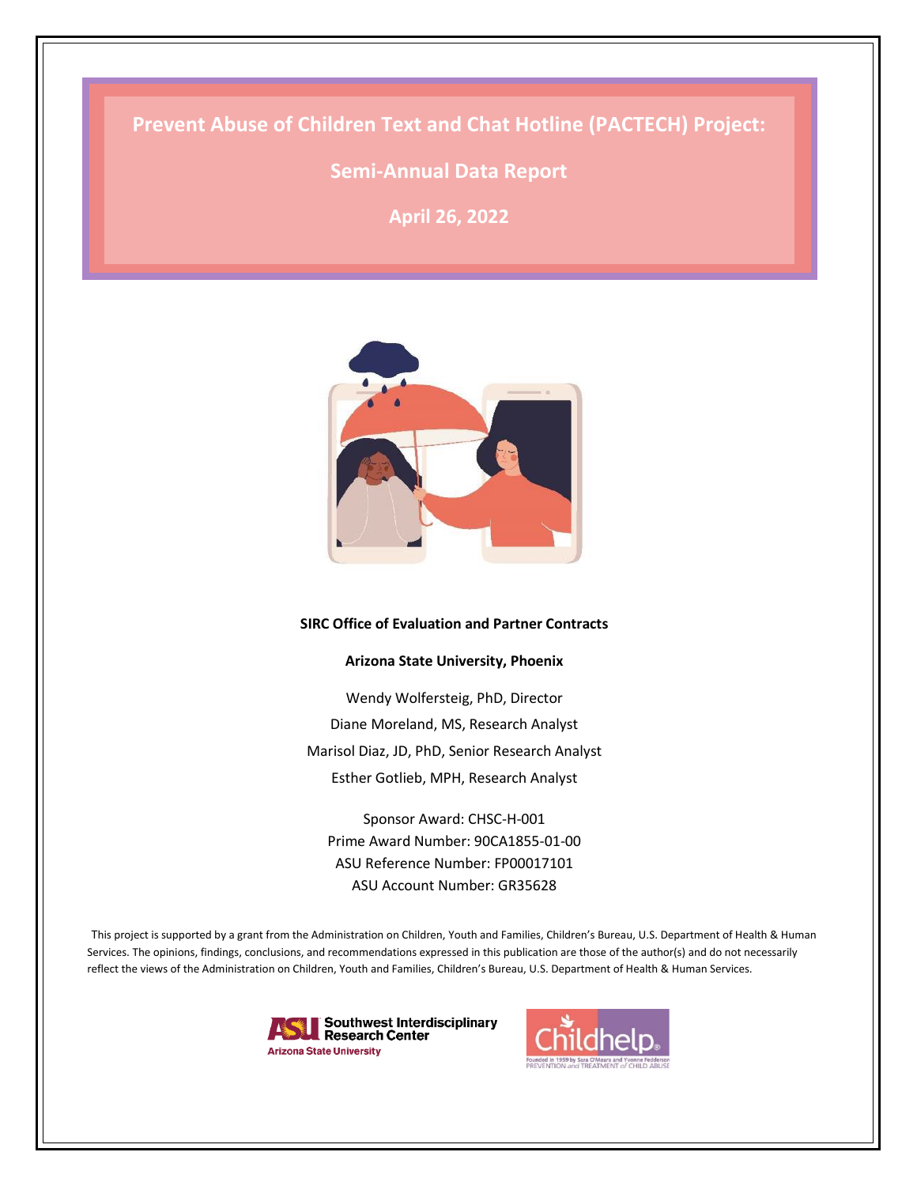# Prevent Abuse of Children Text and Chat Hotline (PACTECH) Project:

## Semi-Annual Data Report

**April 26, 2022**

**SIRC Office of Evaluation and Partner Contracts**

**Arizona State University, Phoenix**

Wendy Wolfersteig, PhD, Director
Diane Moreland, MS, Research Analyst
Marisol Diaz, JD, PhD, Senior Research Analyst
Esther Gotlieb, MPH, Research Analyst

Sponsor Award: CHSC-H-001
Prime Award Number: 90CA1855-01-00
ASU Reference Number: FP00017101
ASU Account Number: GR35628

This project is supported by a grant from the Administration on Children, Youth and Families, Children's Bureau, U.S. Department of Health & Human Services. The opinions, findings, conclusions, and recommendations expressed in this publication are those of the author(s) and do not necessarily reflect the views of the Administration on Children, Youth and Families, Children's Bureau, U.S. Department of Health & Human Services.

Southwest Interdisciplinary Research Center
Arizona State University

Childhelp
Founded in 1959 by Sara O'Meara and Yvonne Fedderson
PREVENTION and TREATMENT of CHILD ABUSE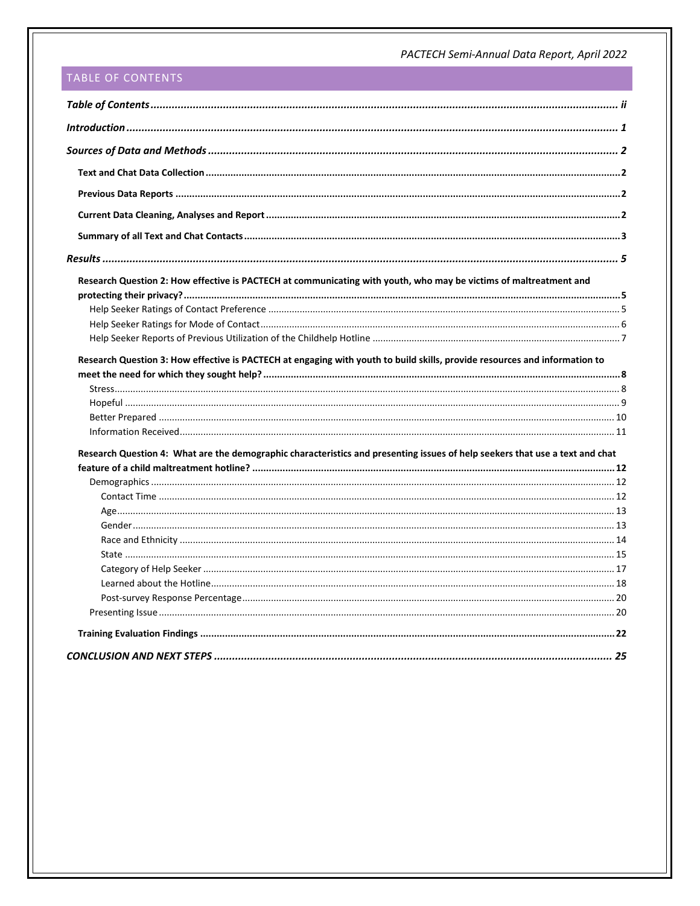## TABLE OF CONTENTS

*Table of Contents* ........ ii

*Introduction* ........ 1

*Sources of Data and Methods* ........ 2

- **Text and Chat Data Collection** ........ 2
- **Previous Data Reports** ........ 2
- **Current Data Cleaning, Analyses and Report** ........ 2
- **Summary of all Text and Chat Contacts** ........ 3

*Results* ........ 5

- **Research Question 2: How effective is PACTECH at communicating with youth, who may be victims of maltreatment and protecting their privacy?** ........ 5
  - Help Seeker Ratings of Contact Preference ........ 5
  - Help Seeker Ratings for Mode of Contact ........ 6
  - Help Seeker Reports of Previous Utilization of the Childhelp Hotline ........ 7
- **Research Question 3: How effective is PACTECH at engaging with youth to build skills, provide resources and information to meet the need for which they sought help?** ........ 8
  - Stress ........ 8
  - Hopeful ........ 9
  - Better Prepared ........ 10
  - Information Received ........ 11
- **Research Question 4: What are the demographic characteristics and presenting issues of help seekers that use a text and chat feature of a child maltreatment hotline?** ........ 12
  - Demographics ........ 12
    - Contact Time ........ 12
    - Age ........ 13
    - Gender ........ 13
    - Race and Ethnicity ........ 14
    - State ........ 15
    - Category of Help Seeker ........ 17
    - Learned about the Hotline ........ 18
    - Post-survey Response Percentage ........ 20
  - Presenting Issue ........ 20
- **Training Evaluation Findings** ........ 22

*CONCLUSION AND NEXT STEPS* ........ 25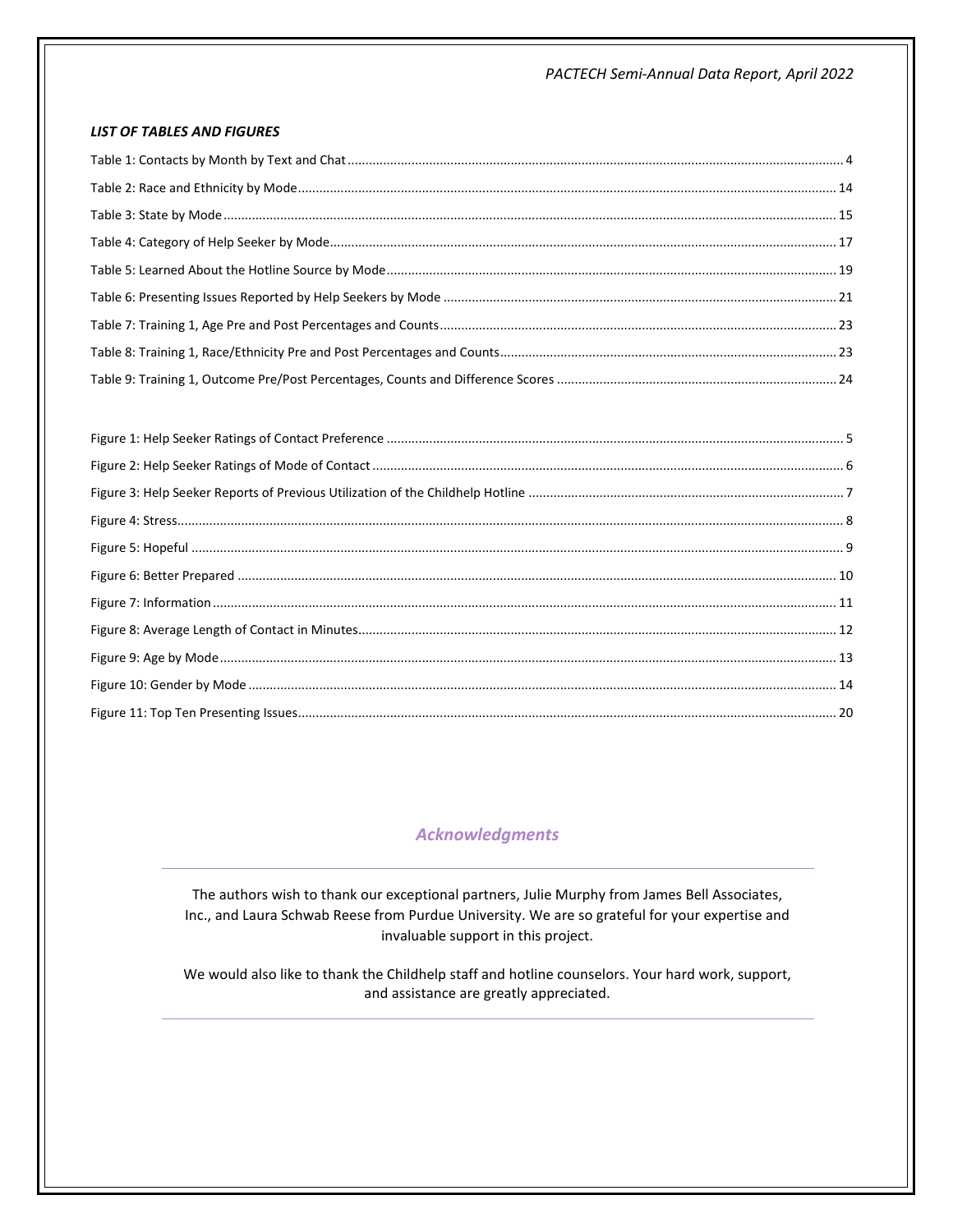***LIST OF TABLES AND FIGURES***

Table 1: Contacts by Month by Text and Chat ........ 4
Table 2: Race and Ethnicity by Mode ........ 14
Table 3: State by Mode ........ 15
Table 4: Category of Help Seeker by Mode ........ 17
Table 5: Learned About the Hotline Source by Mode ........ 19
Table 6: Presenting Issues Reported by Help Seekers by Mode ........ 21
Table 7: Training 1, Age Pre and Post Percentages and Counts ........ 23
Table 8: Training 1, Race/Ethnicity Pre and Post Percentages and Counts ........ 23
Table 9: Training 1, Outcome Pre/Post Percentages, Counts and Difference Scores ........ 24

Figure 1: Help Seeker Ratings of Contact Preference ........ 5
Figure 2: Help Seeker Ratings of Mode of Contact ........ 6
Figure 3: Help Seeker Reports of Previous Utilization of the Childhelp Hotline ........ 7
Figure 4: Stress ........ 8
Figure 5: Hopeful ........ 9
Figure 6: Better Prepared ........ 10
Figure 7: Information ........ 11
Figure 8: Average Length of Contact in Minutes ........ 12
Figure 9: Age by Mode ........ 13
Figure 10: Gender by Mode ........ 14
Figure 11: Top Ten Presenting Issues ........ 20

## *Acknowledgments*

The authors wish to thank our exceptional partners, Julie Murphy from James Bell Associates, Inc., and Laura Schwab Reese from Purdue University. We are so grateful for your expertise and invaluable support in this project.

We would also like to thank the Childhelp staff and hotline counselors. Your hard work, support, and assistance are greatly appreciated.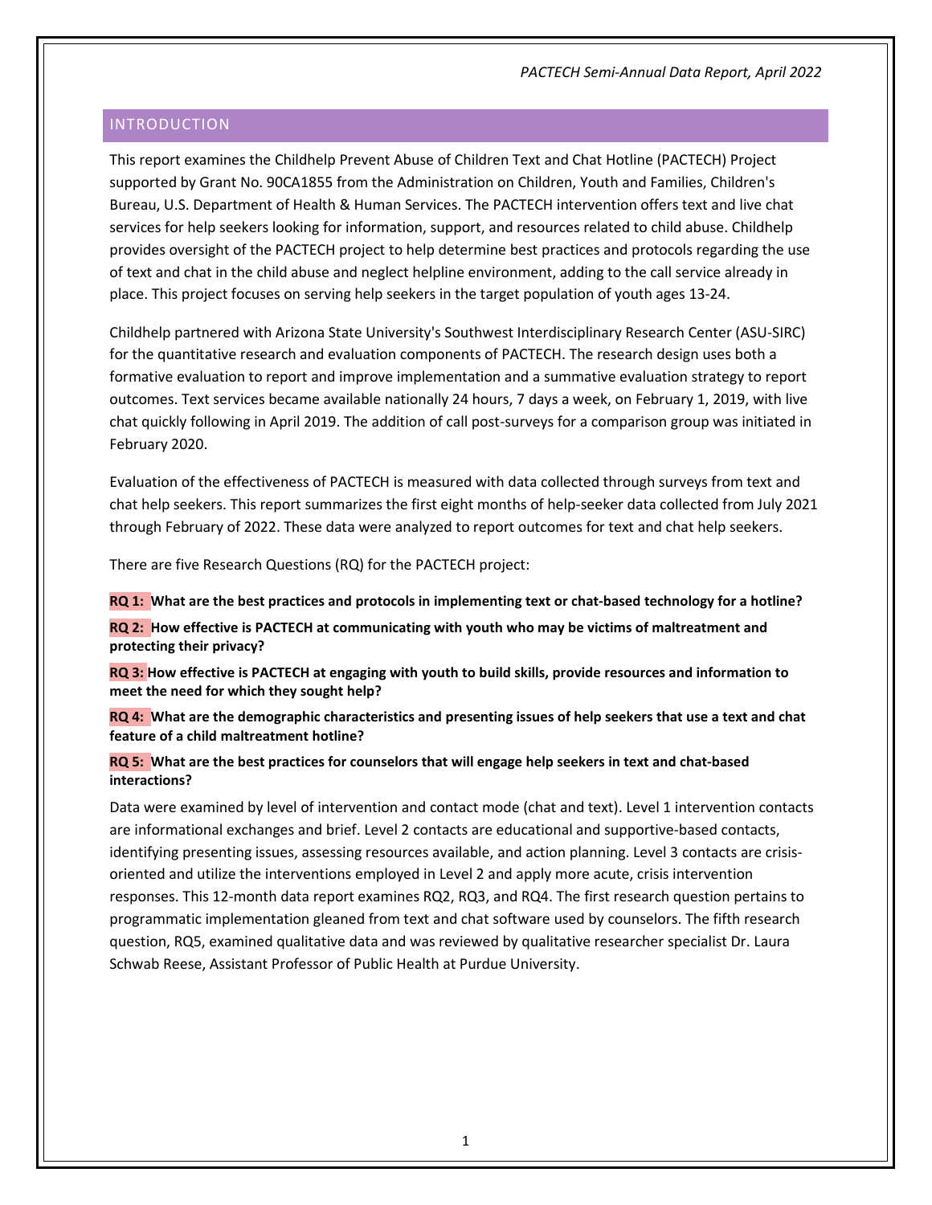## INTRODUCTION

This report examines the Childhelp Prevent Abuse of Children Text and Chat Hotline (PACTECH) Project supported by Grant No. 90CA1855 from the Administration on Children, Youth and Families, Children's Bureau, U.S. Department of Health & Human Services. The PACTECH intervention offers text and live chat services for help seekers looking for information, support, and resources related to child abuse. Childhelp provides oversight of the PACTECH project to help determine best practices and protocols regarding the use of text and chat in the child abuse and neglect helpline environment, adding to the call service already in place. This project focuses on serving help seekers in the target population of youth ages 13-24.

Childhelp partnered with Arizona State University's Southwest Interdisciplinary Research Center (ASU-SIRC) for the quantitative research and evaluation components of PACTECH. The research design uses both a formative evaluation to report and improve implementation and a summative evaluation strategy to report outcomes. Text services became available nationally 24 hours, 7 days a week, on February 1, 2019, with live chat quickly following in April 2019. The addition of call post-surveys for a comparison group was initiated in February 2020.

Evaluation of the effectiveness of PACTECH is measured with data collected through surveys from text and chat help seekers. This report summarizes the first eight months of help-seeker data collected from July 2021 through February of 2022. These data were analyzed to report outcomes for text and chat help seekers.

There are five Research Questions (RQ) for the PACTECH project:

**RQ 1: What are the best practices and protocols in implementing text or chat-based technology for a hotline?**

**RQ 2: How effective is PACTECH at communicating with youth who may be victims of maltreatment and protecting their privacy?**

**RQ 3: How effective is PACTECH at engaging with youth to build skills, provide resources and information to meet the need for which they sought help?**

**RQ 4: What are the demographic characteristics and presenting issues of help seekers that use a text and chat feature of a child maltreatment hotline?**

**RQ 5: What are the best practices for counselors that will engage help seekers in text and chat-based interactions?**

Data were examined by level of intervention and contact mode (chat and text). Level 1 intervention contacts are informational exchanges and brief. Level 2 contacts are educational and supportive-based contacts, identifying presenting issues, assessing resources available, and action planning. Level 3 contacts are crisis-oriented and utilize the interventions employed in Level 2 and apply more acute, crisis intervention responses. This 12-month data report examines RQ2, RQ3, and RQ4. The first research question pertains to programmatic implementation gleaned from text and chat software used by counselors. The fifth research question, RQ5, examined qualitative data and was reviewed by qualitative researcher specialist Dr. Laura Schwab Reese, Assistant Professor of Public Health at Purdue University.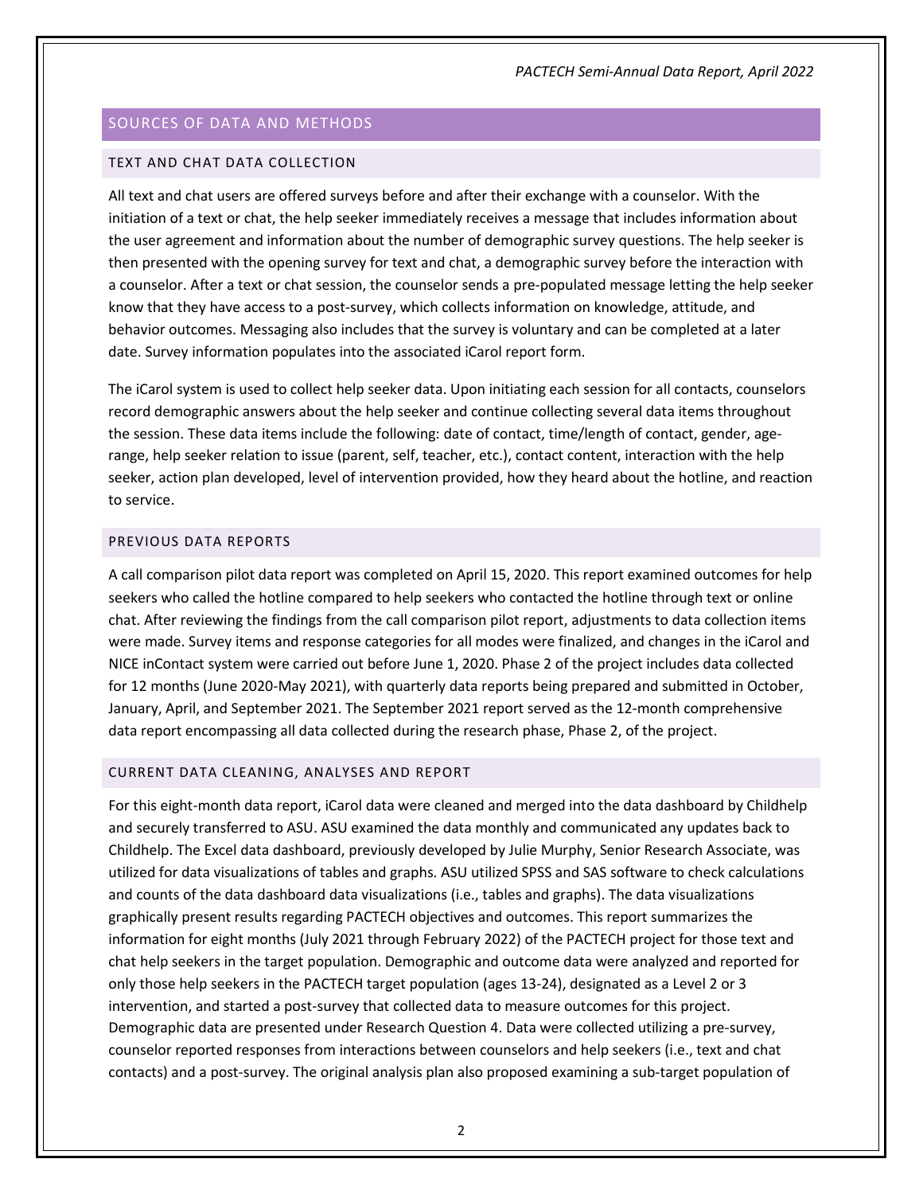## SOURCES OF DATA AND METHODS

### TEXT AND CHAT DATA COLLECTION

All text and chat users are offered surveys before and after their exchange with a counselor. With the initiation of a text or chat, the help seeker immediately receives a message that includes information about the user agreement and information about the number of demographic survey questions. The help seeker is then presented with the opening survey for text and chat, a demographic survey before the interaction with a counselor. After a text or chat session, the counselor sends a pre-populated message letting the help seeker know that they have access to a post-survey, which collects information on knowledge, attitude, and behavior outcomes. Messaging also includes that the survey is voluntary and can be completed at a later date. Survey information populates into the associated iCarol report form.

The iCarol system is used to collect help seeker data. Upon initiating each session for all contacts, counselors record demographic answers about the help seeker and continue collecting several data items throughout the session. These data items include the following: date of contact, time/length of contact, gender, age-range, help seeker relation to issue (parent, self, teacher, etc.), contact content, interaction with the help seeker, action plan developed, level of intervention provided, how they heard about the hotline, and reaction to service.

### PREVIOUS DATA REPORTS

A call comparison pilot data report was completed on April 15, 2020. This report examined outcomes for help seekers who called the hotline compared to help seekers who contacted the hotline through text or online chat. After reviewing the findings from the call comparison pilot report, adjustments to data collection items were made. Survey items and response categories for all modes were finalized, and changes in the iCarol and NICE inContact system were carried out before June 1, 2020. Phase 2 of the project includes data collected for 12 months (June 2020-May 2021), with quarterly data reports being prepared and submitted in October, January, April, and September 2021. The September 2021 report served as the 12-month comprehensive data report encompassing all data collected during the research phase, Phase 2, of the project.

### CURRENT DATA CLEANING, ANALYSES AND REPORT

For this eight-month data report, iCarol data were cleaned and merged into the data dashboard by Childhelp and securely transferred to ASU. ASU examined the data monthly and communicated any updates back to Childhelp. The Excel data dashboard, previously developed by Julie Murphy, Senior Research Associate, was utilized for data visualizations of tables and graphs. ASU utilized SPSS and SAS software to check calculations and counts of the data dashboard data visualizations (i.e., tables and graphs). The data visualizations graphically present results regarding PACTECH objectives and outcomes. This report summarizes the information for eight months (July 2021 through February 2022) of the PACTECH project for those text and chat help seekers in the target population. Demographic and outcome data were analyzed and reported for only those help seekers in the PACTECH target population (ages 13-24), designated as a Level 2 or 3 intervention, and started a post-survey that collected data to measure outcomes for this project. Demographic data are presented under Research Question 4. Data were collected utilizing a pre-survey, counselor reported responses from interactions between counselors and help seekers (i.e., text and chat contacts) and a post-survey. The original analysis plan also proposed examining a sub-target population of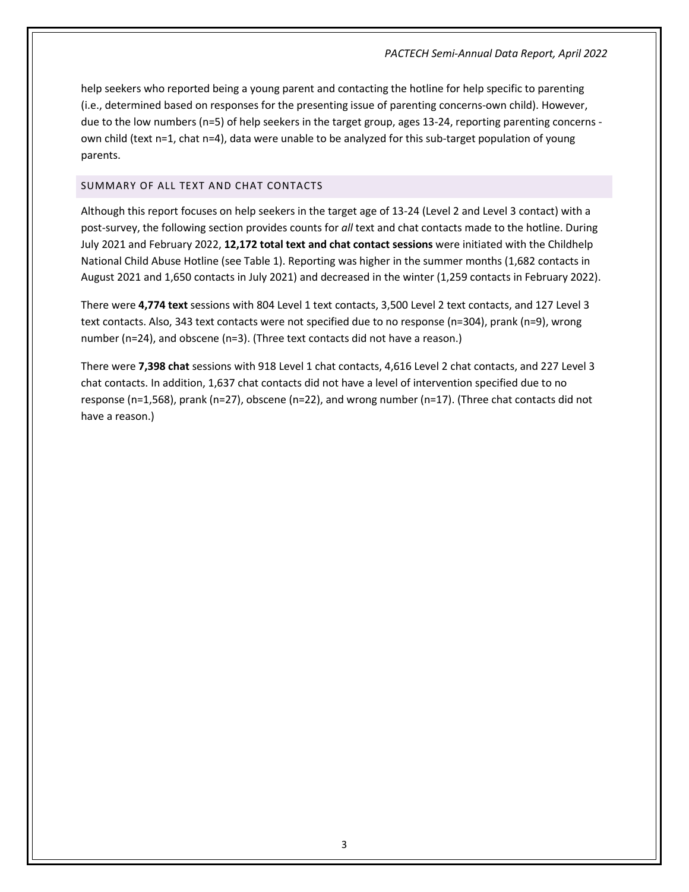help seekers who reported being a young parent and contacting the hotline for help specific to parenting (i.e., determined based on responses for the presenting issue of parenting concerns-own child). However, due to the low numbers (n=5) of help seekers in the target group, ages 13-24, reporting parenting concerns - own child (text n=1, chat n=4), data were unable to be analyzed for this sub-target population of young parents.

## SUMMARY OF ALL TEXT AND CHAT CONTACTS

Although this report focuses on help seekers in the target age of 13-24 (Level 2 and Level 3 contact) with a post-survey, the following section provides counts for *all* text and chat contacts made to the hotline. During July 2021 and February 2022, **12,172 total text and chat contact sessions** were initiated with the Childhelp National Child Abuse Hotline (see Table 1). Reporting was higher in the summer months (1,682 contacts in August 2021 and 1,650 contacts in July 2021) and decreased in the winter (1,259 contacts in February 2022).

There were **4,774 text** sessions with 804 Level 1 text contacts, 3,500 Level 2 text contacts, and 127 Level 3 text contacts. Also, 343 text contacts were not specified due to no response (n=304), prank (n=9), wrong number (n=24), and obscene (n=3). (Three text contacts did not have a reason.)

There were **7,398 chat** sessions with 918 Level 1 chat contacts, 4,616 Level 2 chat contacts, and 227 Level 3 chat contacts. In addition, 1,637 chat contacts did not have a level of intervention specified due to no response (n=1,568), prank (n=27), obscene (n=22), and wrong number (n=17). (Three chat contacts did not have a reason.)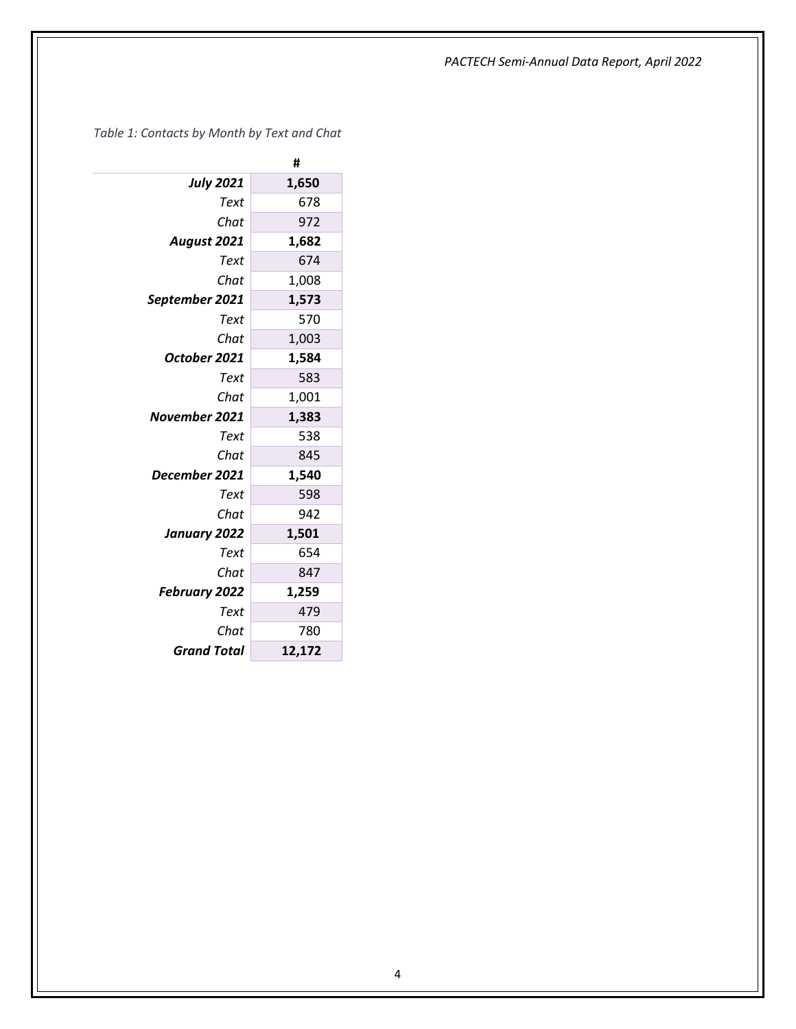*Table 1: Contacts by Month by Text and Chat*

| | # |
|---|---|
| ***July 2021*** | **1,650** |
| *Text* | 678 |
| *Chat* | 972 |
| ***August 2021*** | **1,682** |
| *Text* | 674 |
| *Chat* | 1,008 |
| ***September 2021*** | **1,573** |
| *Text* | 570 |
| *Chat* | 1,003 |
| ***October 2021*** | **1,584** |
| *Text* | 583 |
| *Chat* | 1,001 |
| ***November 2021*** | **1,383** |
| *Text* | 538 |
| *Chat* | 845 |
| ***December 2021*** | **1,540** |
| *Text* | 598 |
| *Chat* | 942 |
| ***January 2022*** | **1,501** |
| *Text* | 654 |
| *Chat* | 847 |
| ***February 2022*** | **1,259** |
| *Text* | 479 |
| *Chat* | 780 |
| ***Grand Total*** | **12,172** |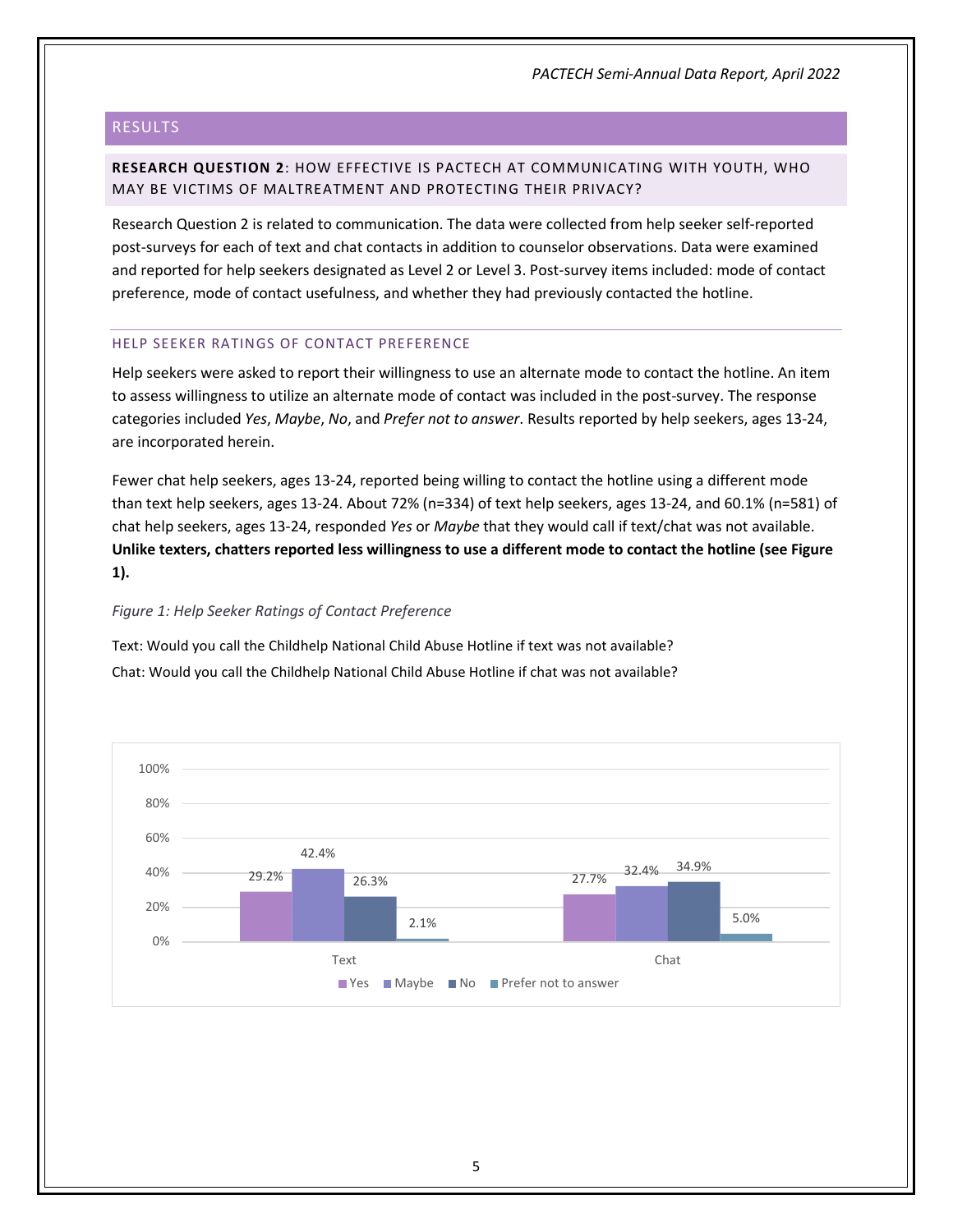## RESULTS

### RESEARCH QUESTION 2: HOW EFFECTIVE IS PACTECH AT COMMUNICATING WITH YOUTH, WHO MAY BE VICTIMS OF MALTREATMENT AND PROTECTING THEIR PRIVACY?

Research Question 2 is related to communication. The data were collected from help seeker self-reported post-surveys for each of text and chat contacts in addition to counselor observations. Data were examined and reported for help seekers designated as Level 2 or Level 3. Post-survey items included: mode of contact preference, mode of contact usefulness, and whether they had previously contacted the hotline.

#### HELP SEEKER RATINGS OF CONTACT PREFERENCE

Help seekers were asked to report their willingness to use an alternate mode to contact the hotline. An item to assess willingness to utilize an alternate mode of contact was included in the post-survey. The response categories included *Yes*, *Maybe*, *No*, and *Prefer not to answer*. Results reported by help seekers, ages 13-24, are incorporated herein.

Fewer chat help seekers, ages 13-24, reported being willing to contact the hotline using a different mode than text help seekers, ages 13-24. About 72% (n=334) of text help seekers, ages 13-24, and 60.1% (n=581) of chat help seekers, ages 13-24, responded *Yes* or *Maybe* that they would call if text/chat was not available. **Unlike texters, chatters reported less willingness to use a different mode to contact the hotline (see Figure 1).**

*Figure 1: Help Seeker Ratings of Contact Preference*

Text: Would you call the Childhelp National Child Abuse Hotline if text was not available?
Chat: Would you call the Childhelp National Child Abuse Hotline if chat was not available?

| | Yes | Maybe | No | Prefer not to answer |
|---|---|---|---|---|
| Text | 29.2% | 42.4% | 26.3% | 2.1% |
| Chat | 27.7% | 32.4% | 34.9% | 5.0% |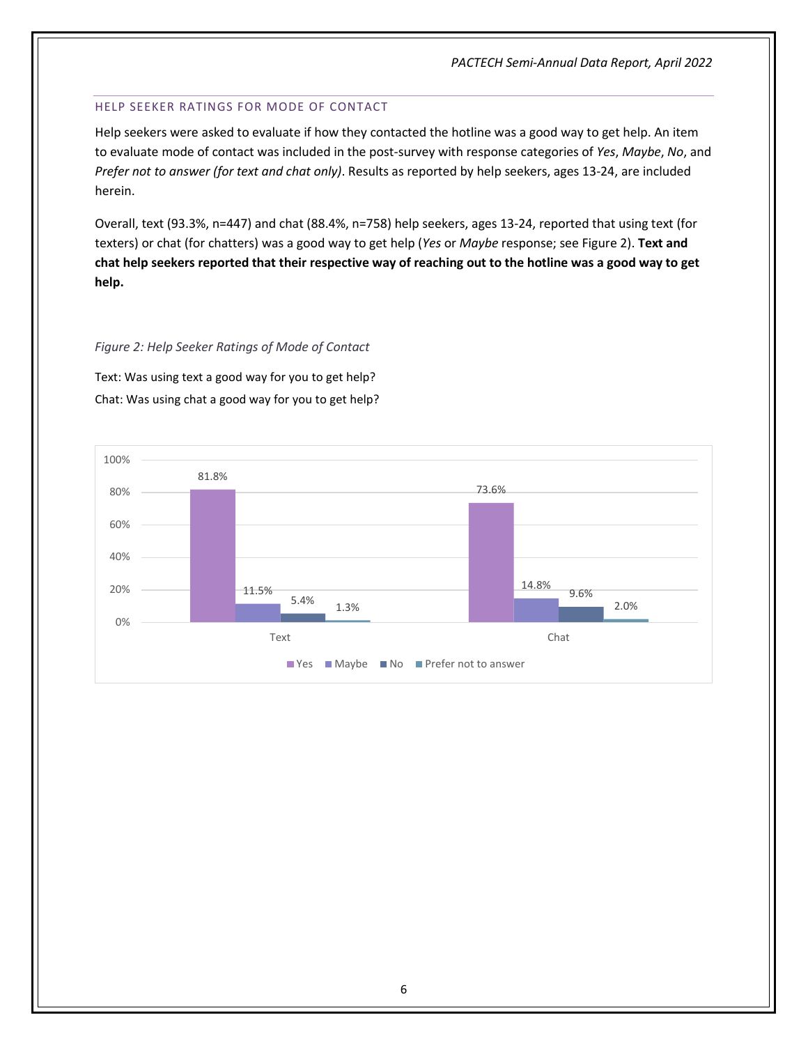## HELP SEEKER RATINGS FOR MODE OF CONTACT

Help seekers were asked to evaluate if how they contacted the hotline was a good way to get help. An item to evaluate mode of contact was included in the post-survey with response categories of *Yes*, *Maybe*, *No*, and *Prefer not to answer (for text and chat only)*. Results as reported by help seekers, ages 13-24, are included herein.

Overall, text (93.3%, n=447) and chat (88.4%, n=758) help seekers, ages 13-24, reported that using text (for texters) or chat (for chatters) was a good way to get help (*Yes* or *Maybe* response; see Figure 2). **Text and chat help seekers reported that their respective way of reaching out to the hotline was a good way to get help.**

*Figure 2: Help Seeker Ratings of Mode of Contact*

Text: Was using text a good way for you to get help?

Chat: Was using chat a good way for you to get help?

| | Yes | Maybe | No | Prefer not to answer |
|---|---|---|---|---|
| Text | 81.8% | 11.5% | 5.4% | 1.3% |
| Chat | 73.6% | 14.8% | 9.6% | 2.0% |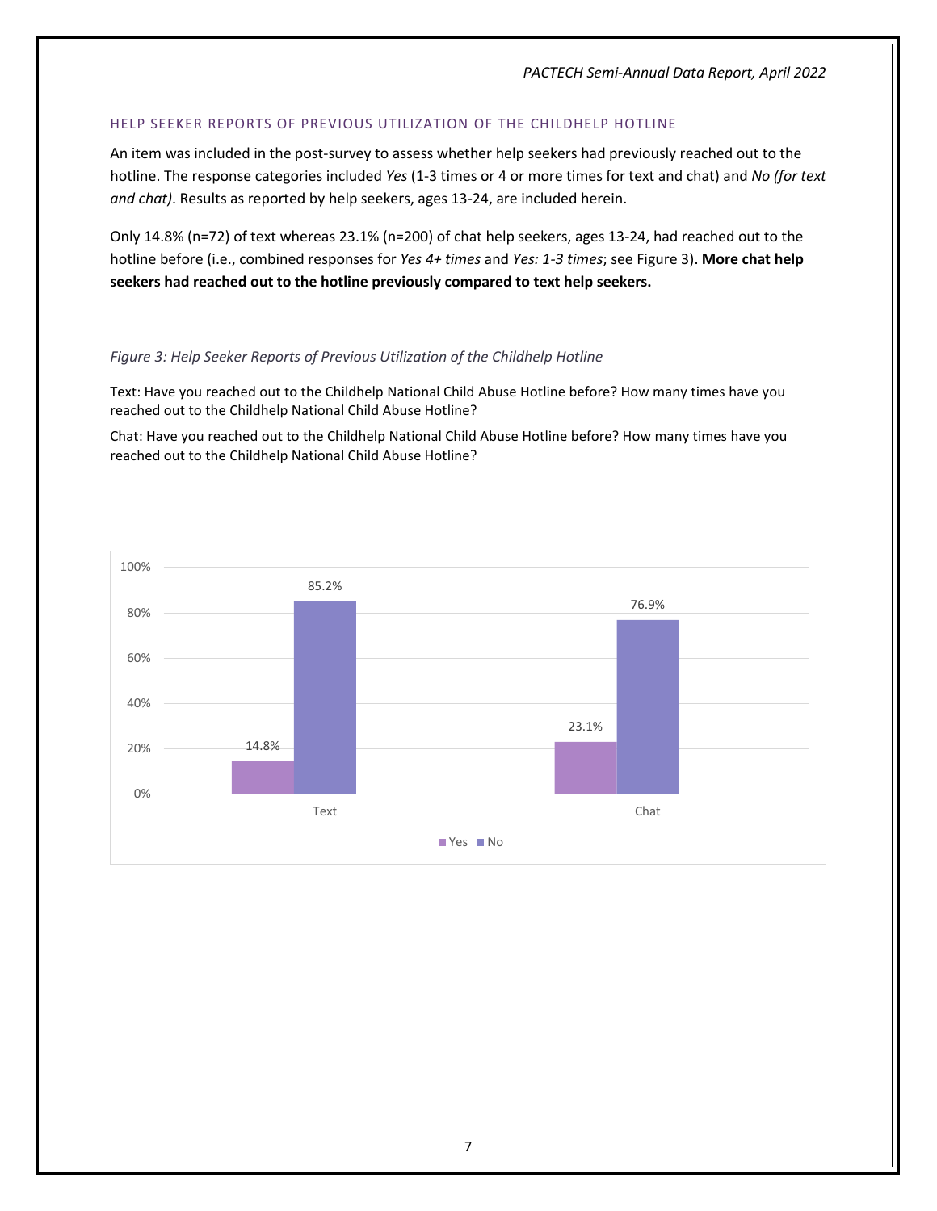## HELP SEEKER REPORTS OF PREVIOUS UTILIZATION OF THE CHILDHELP HOTLINE

An item was included in the post-survey to assess whether help seekers had previously reached out to the hotline. The response categories included *Yes* (1-3 times or 4 or more times for text and chat) and *No (for text and chat)*. Results as reported by help seekers, ages 13-24, are included herein.

Only 14.8% (n=72) of text whereas 23.1% (n=200) of chat help seekers, ages 13-24, had reached out to the hotline before (i.e., combined responses for *Yes 4+ times* and *Yes: 1-3 times*; see Figure 3). **More chat help seekers had reached out to the hotline previously compared to text help seekers.**

*Figure 3: Help Seeker Reports of Previous Utilization of the Childhelp Hotline*

Text: Have you reached out to the Childhelp National Child Abuse Hotline before? How many times have you reached out to the Childhelp National Child Abuse Hotline?

Chat: Have you reached out to the Childhelp National Child Abuse Hotline before? How many times have you reached out to the Childhelp National Child Abuse Hotline?

| | Yes | No |
|---|---|---|
| Text | 14.8% | 85.2% |
| Chat | 23.1% | 76.9% |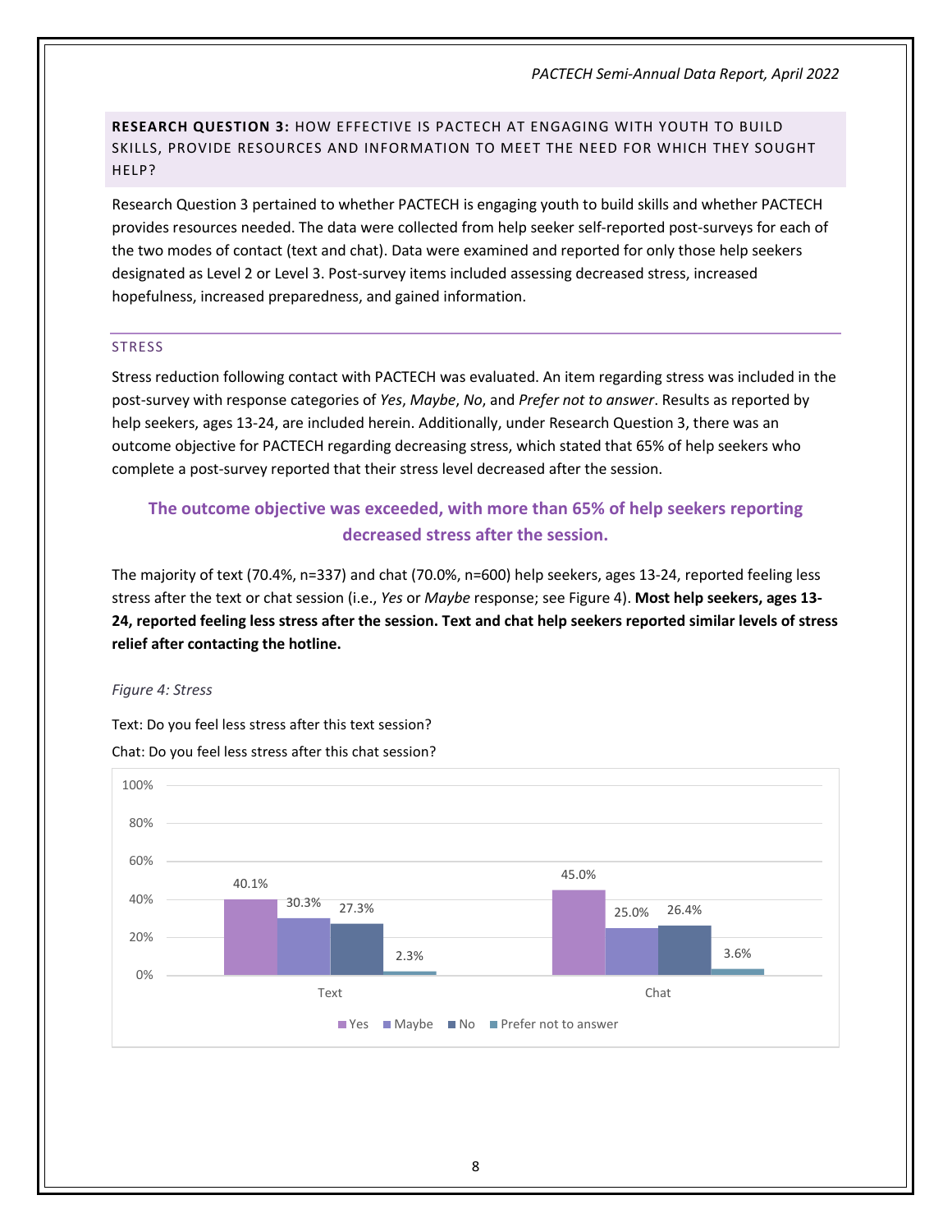## RESEARCH QUESTION 3: HOW EFFECTIVE IS PACTECH AT ENGAGING WITH YOUTH TO BUILD SKILLS, PROVIDE RESOURCES AND INFORMATION TO MEET THE NEED FOR WHICH THEY SOUGHT HELP?

Research Question 3 pertained to whether PACTECH is engaging youth to build skills and whether PACTECH provides resources needed. The data were collected from help seeker self-reported post-surveys for each of the two modes of contact (text and chat). Data were examined and reported for only those help seekers designated as Level 2 or Level 3. Post-survey items included assessing decreased stress, increased hopefulness, increased preparedness, and gained information.

### STRESS

Stress reduction following contact with PACTECH was evaluated. An item regarding stress was included in the post-survey with response categories of *Yes*, *Maybe*, *No*, and *Prefer not to answer*. Results as reported by help seekers, ages 13-24, are included herein. Additionally, under Research Question 3, there was an outcome objective for PACTECH regarding decreasing stress, which stated that 65% of help seekers who complete a post-survey reported that their stress level decreased after the session.

**The outcome objective was exceeded, with more than 65% of help seekers reporting decreased stress after the session.**

The majority of text (70.4%, n=337) and chat (70.0%, n=600) help seekers, ages 13-24, reported feeling less stress after the text or chat session (i.e., *Yes* or *Maybe* response; see Figure 4). **Most help seekers, ages 13-24, reported feeling less stress after the session. Text and chat help seekers reported similar levels of stress relief after contacting the hotline.**

*Figure 4: Stress*

Text: Do you feel less stress after this text session?

Chat: Do you feel less stress after this chat session?

| | Yes | Maybe | No | Prefer not to answer |
|---|---|---|---|---|
| Text | 40.1% | 30.3% | 27.3% | 2.3% |
| Chat | 45.0% | 25.0% | 26.4% | 3.6% |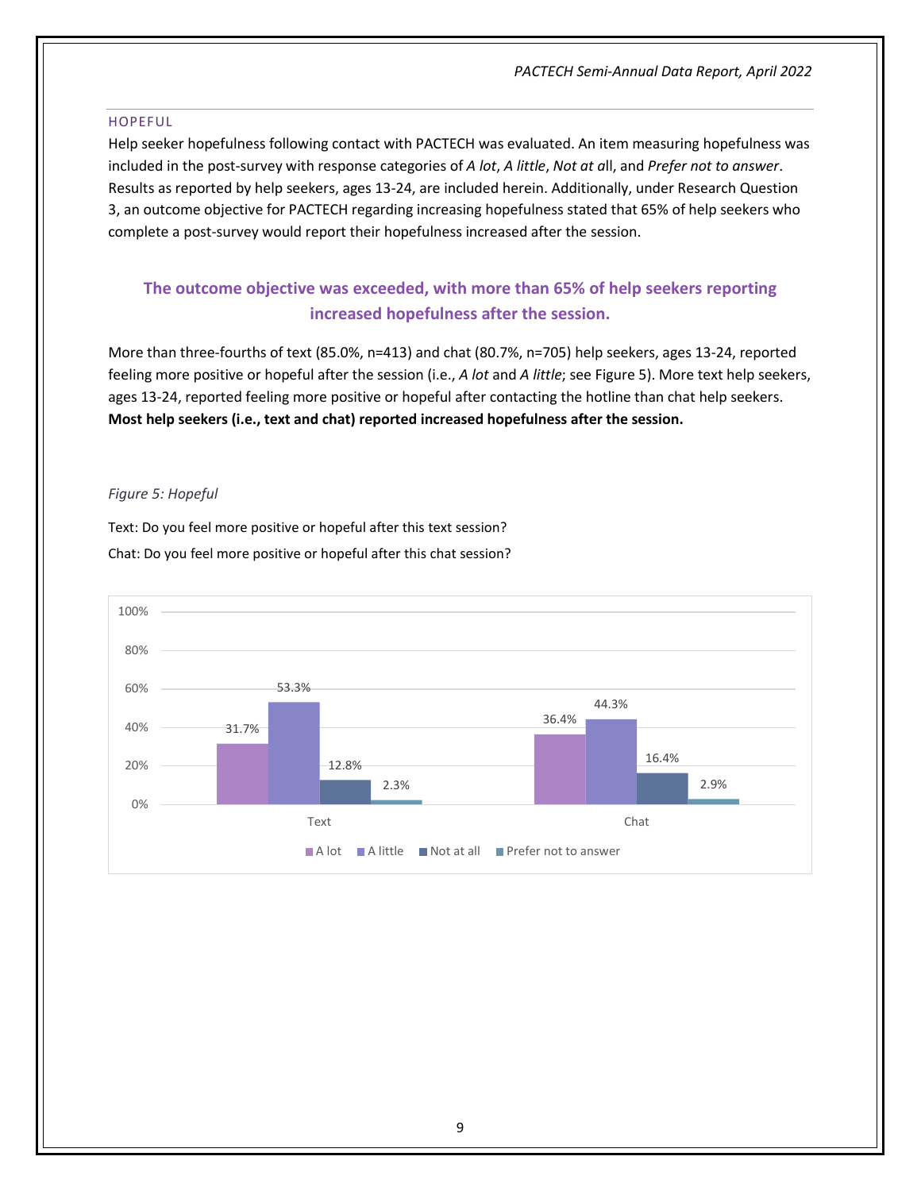### HOPEFUL

Help seeker hopefulness following contact with PACTECH was evaluated. An item measuring hopefulness was included in the post-survey with response categories of *A lot*, *A little*, *Not at a*ll, and *Prefer not to answer*. Results as reported by help seekers, ages 13-24, are included herein. Additionally, under Research Question 3, an outcome objective for PACTECH regarding increasing hopefulness stated that 65% of help seekers who complete a post-survey would report their hopefulness increased after the session.

**The outcome objective was exceeded, with more than 65% of help seekers reporting increased hopefulness after the session.**

More than three-fourths of text (85.0%, n=413) and chat (80.7%, n=705) help seekers, ages 13-24, reported feeling more positive or hopeful after the session (i.e., *A lot* and *A little*; see Figure 5). More text help seekers, ages 13-24, reported feeling more positive or hopeful after contacting the hotline than chat help seekers. **Most help seekers (i.e., text and chat) reported increased hopefulness after the session.**

*Figure 5: Hopeful*

Text: Do you feel more positive or hopeful after this text session?

Chat: Do you feel more positive or hopeful after this chat session?

| | A lot | A little | Not at all | Prefer not to answer |
|---|---|---|---|---|
| Text | 31.7% | 53.3% | 12.8% | 2.3% |
| Chat | 36.4% | 44.3% | 16.4% | 2.9% |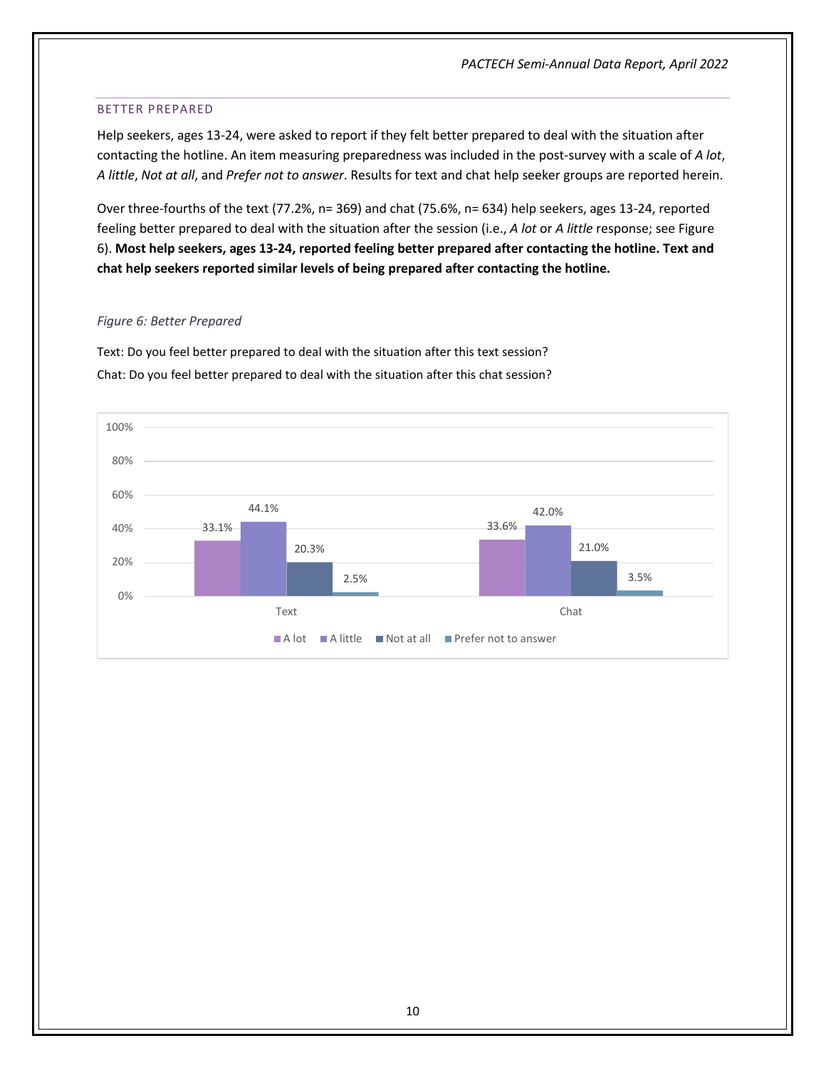## BETTER PREPARED

Help seekers, ages 13-24, were asked to report if they felt better prepared to deal with the situation after contacting the hotline. An item measuring preparedness was included in the post-survey with a scale of *A lot*, *A little*, *Not at all*, and *Prefer not to answer*. Results for text and chat help seeker groups are reported herein.

Over three-fourths of the text (77.2%, n= 369) and chat (75.6%, n= 634) help seekers, ages 13-24, reported feeling better prepared to deal with the situation after the session (i.e., *A lot* or *A little* response; see Figure 6). **Most help seekers, ages 13-24, reported feeling better prepared after contacting the hotline. Text and chat help seekers reported similar levels of being prepared after contacting the hotline.**

*Figure 6: Better Prepared*

Text: Do you feel better prepared to deal with the situation after this text session?

Chat: Do you feel better prepared to deal with the situation after this chat session?

| | A lot | A little | Not at all | Prefer not to answer |
|---|---|---|---|---|
| Text | 33.1% | 44.1% | 20.3% | 2.5% |
| Chat | 33.6% | 42.0% | 21.0% | 3.5% |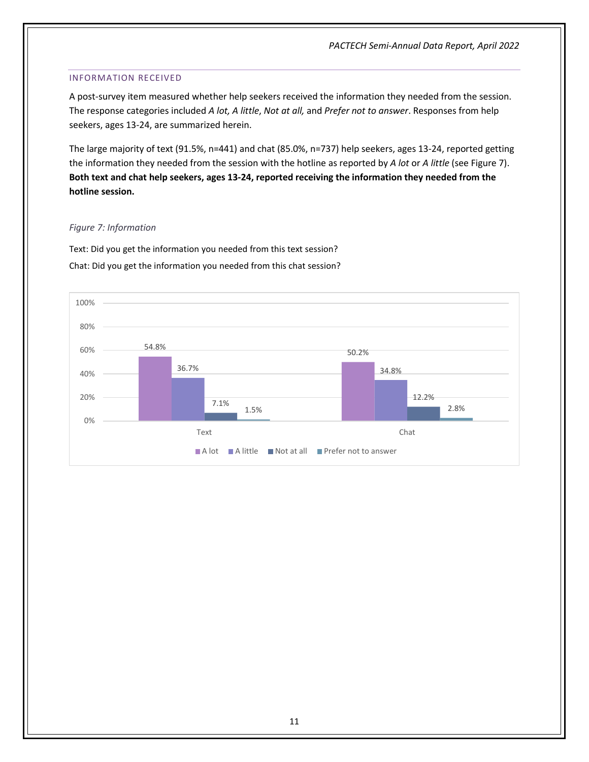### INFORMATION RECEIVED

A post-survey item measured whether help seekers received the information they needed from the session. The response categories included *A lot, A little*, *Not at all,* and *Prefer not to answer*. Responses from help seekers, ages 13-24, are summarized herein.

The large majority of text (91.5%, n=441) and chat (85.0%, n=737) help seekers, ages 13-24, reported getting the information they needed from the session with the hotline as reported by *A lot* or *A little* (see Figure 7). **Both text and chat help seekers, ages 13-24, reported receiving the information they needed from the hotline session.**

*Figure 7: Information*

Text: Did you get the information you needed from this text session?

Chat: Did you get the information you needed from this chat session?

| | A lot | A little | Not at all | Prefer not to answer |
|---|---|---|---|---|
| Text | 54.8% | 36.7% | 7.1% | 1.5% |
| Chat | 50.2% | 34.8% | 12.2% | 2.8% |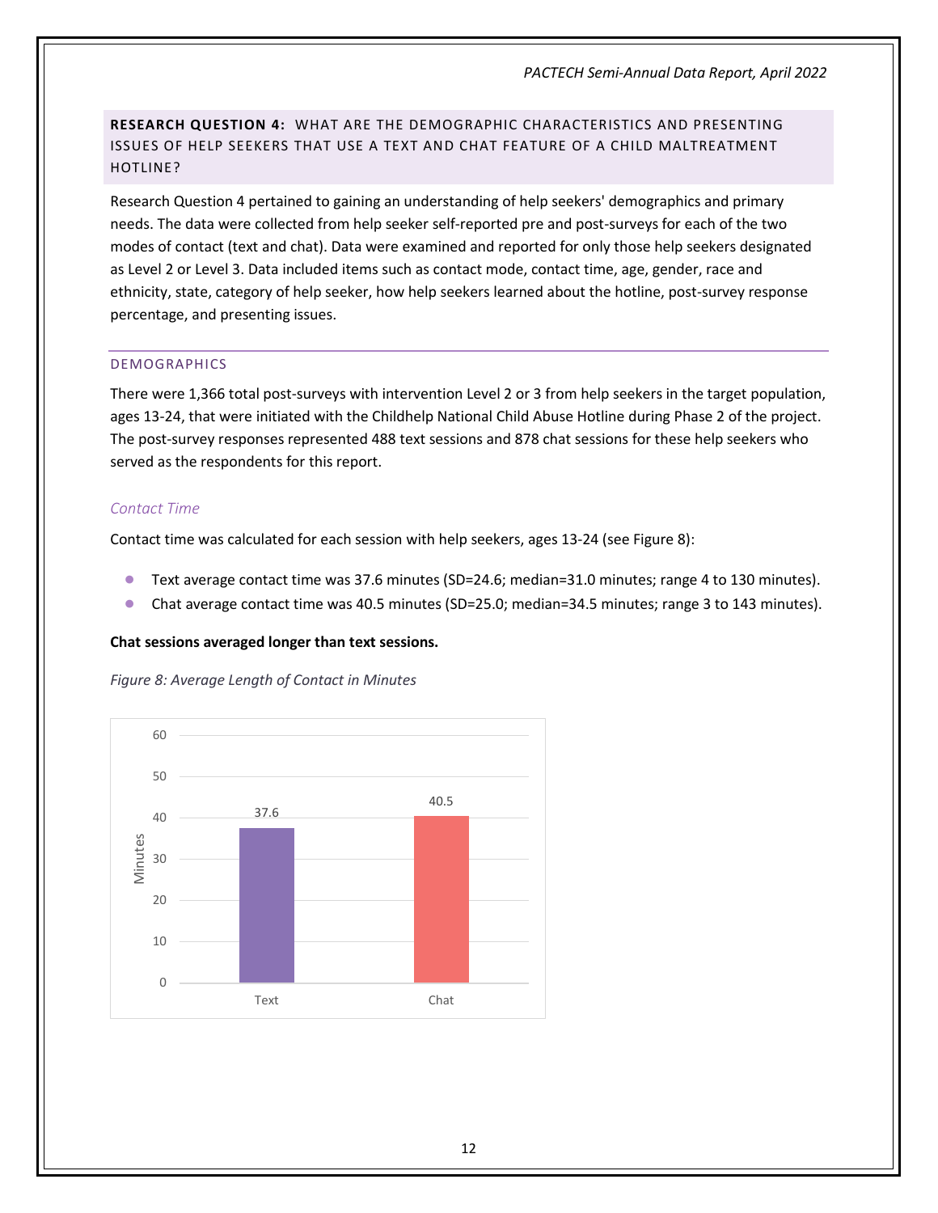## RESEARCH QUESTION 4: WHAT ARE THE DEMOGRAPHIC CHARACTERISTICS AND PRESENTING ISSUES OF HELP SEEKERS THAT USE A TEXT AND CHAT FEATURE OF A CHILD MALTREATMENT HOTLINE?

Research Question 4 pertained to gaining an understanding of help seekers' demographics and primary needs. The data were collected from help seeker self-reported pre and post-surveys for each of the two modes of contact (text and chat). Data were examined and reported for only those help seekers designated as Level 2 or Level 3. Data included items such as contact mode, contact time, age, gender, race and ethnicity, state, category of help seeker, how help seekers learned about the hotline, post-survey response percentage, and presenting issues.

### DEMOGRAPHICS

There were 1,366 total post-surveys with intervention Level 2 or 3 from help seekers in the target population, ages 13-24, that were initiated with the Childhelp National Child Abuse Hotline during Phase 2 of the project. The post-survey responses represented 488 text sessions and 878 chat sessions for these help seekers who served as the respondents for this report.

#### *Contact Time*

Contact time was calculated for each session with help seekers, ages 13-24 (see Figure 8):

- Text average contact time was 37.6 minutes (SD=24.6; median=31.0 minutes; range 4 to 130 minutes).
- Chat average contact time was 40.5 minutes (SD=25.0; median=34.5 minutes; range 3 to 143 minutes).

**Chat sessions averaged longer than text sessions.**

*Figure 8: Average Length of Contact in Minutes*

| | Minutes |
|---|---|
| Text | 37.6 |
| Chat | 40.5 |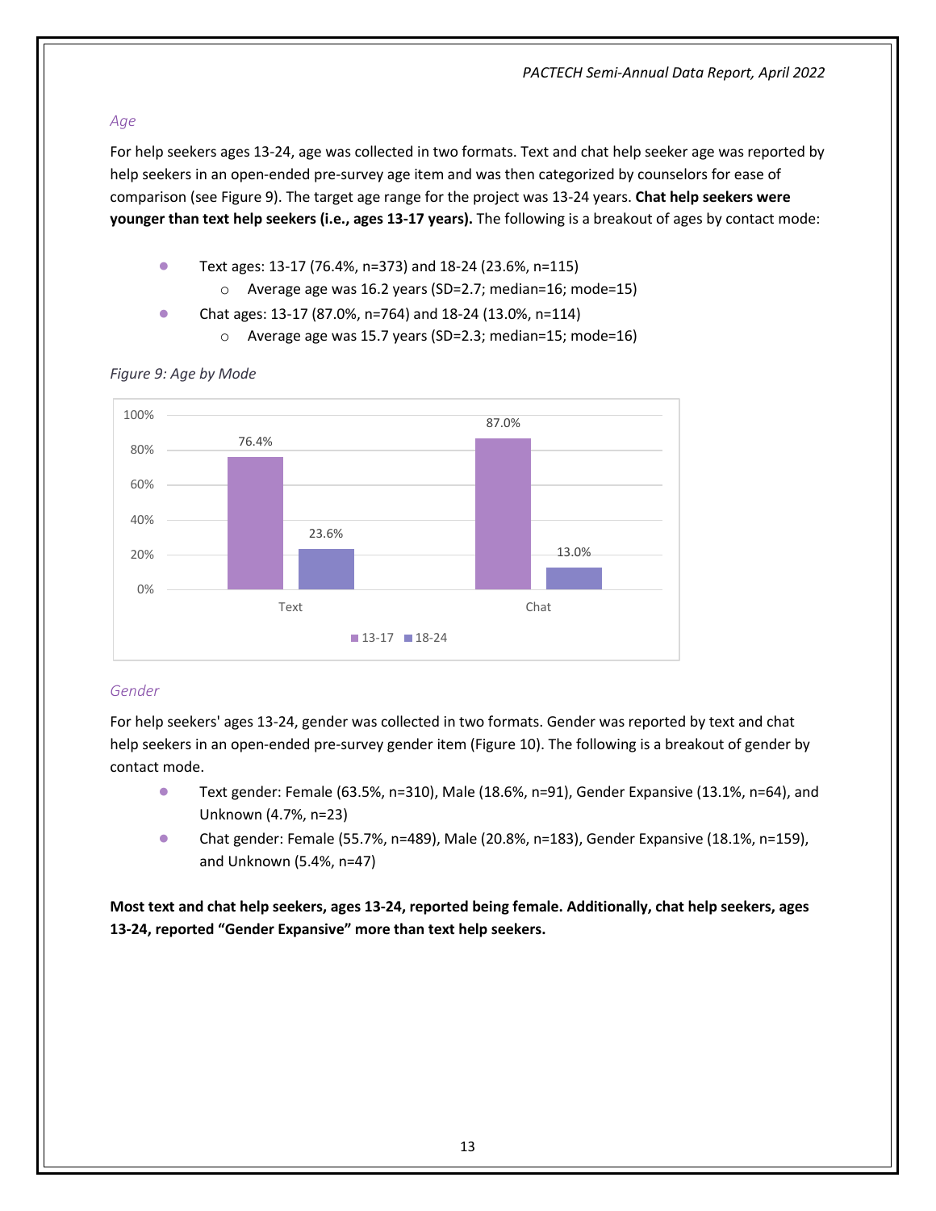### *Age*

For help seekers ages 13-24, age was collected in two formats. Text and chat help seeker age was reported by help seekers in an open-ended pre-survey age item and was then categorized by counselors for ease of comparison (see Figure 9). The target age range for the project was 13-24 years. **Chat help seekers were younger than text help seekers (i.e., ages 13-17 years).** The following is a breakout of ages by contact mode:

- Text ages: 13-17 (76.4%, n=373) and 18-24 (23.6%, n=115)
  - Average age was 16.2 years (SD=2.7; median=16; mode=15)
- Chat ages: 13-17 (87.0%, n=764) and 18-24 (13.0%, n=114)
  - Average age was 15.7 years (SD=2.3; median=15; mode=16)

*Figure 9: Age by Mode*

| | 13-17 | 18-24 |
|---|---|---|
| Text | 76.4% | 23.6% |
| Chat | 87.0% | 13.0% |

### *Gender*

For help seekers' ages 13-24, gender was collected in two formats. Gender was reported by text and chat help seekers in an open-ended pre-survey gender item (Figure 10). The following is a breakout of gender by contact mode.

- Text gender: Female (63.5%, n=310), Male (18.6%, n=91), Gender Expansive (13.1%, n=64), and Unknown (4.7%, n=23)
- Chat gender: Female (55.7%, n=489), Male (20.8%, n=183), Gender Expansive (18.1%, n=159), and Unknown (5.4%, n=47)

**Most text and chat help seekers, ages 13-24, reported being female. Additionally, chat help seekers, ages 13-24, reported "Gender Expansive" more than text help seekers.**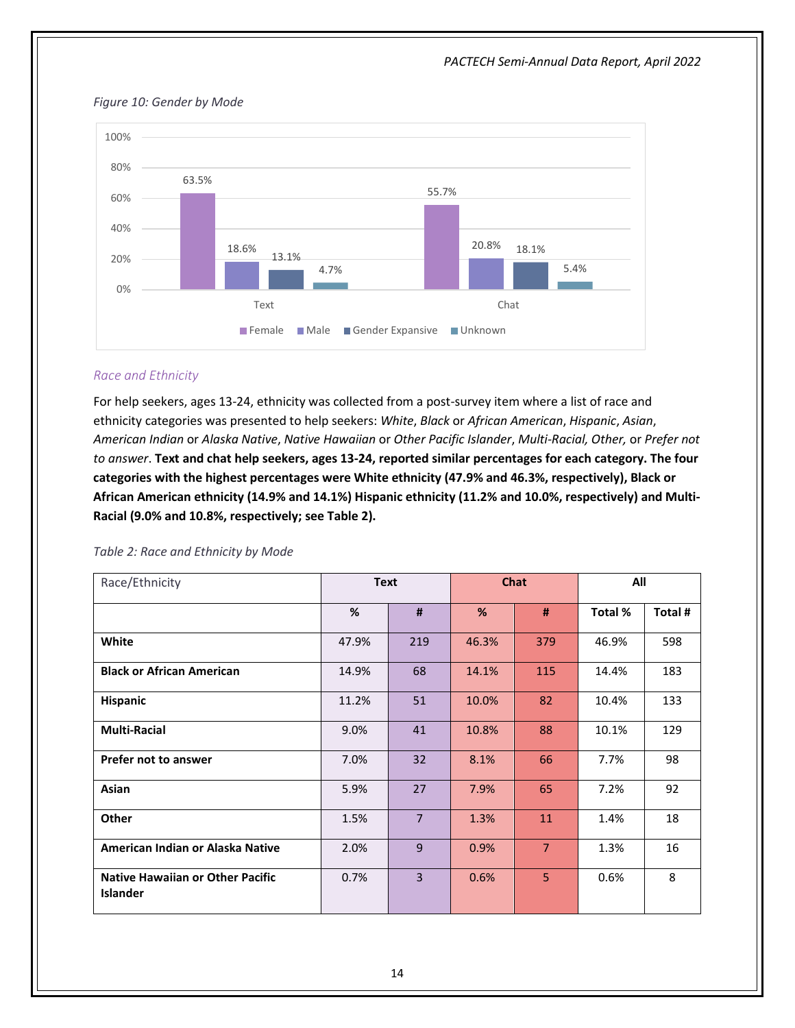*Figure 10: Gender by Mode*

| | Female | Male | Gender Expansive | Unknown |
|---|---|---|---|---|
| Text | 63.5% | 18.6% | 13.1% | 4.7% |
| Chat | 55.7% | 20.8% | 18.1% | 5.4% |

### *Race and Ethnicity*

For help seekers, ages 13-24, ethnicity was collected from a post-survey item where a list of race and ethnicity categories was presented to help seekers: *White*, *Black* or *African American*, *Hispanic*, *Asian*, *American Indian* or *Alaska Native*, *Native Hawaiian* or *Other Pacific Islander*, *Multi-Racial, Other,* or *Prefer not to answer*. **Text and chat help seekers, ages 13-24, reported similar percentages for each category. The four categories with the highest percentages were White ethnicity (47.9% and 46.3%, respectively), Black or African American ethnicity (14.9% and 14.1%) Hispanic ethnicity (11.2% and 10.0%, respectively) and Multi-Racial (9.0% and 10.8%, respectively; see Table 2).**

*Table 2: Race and Ethnicity by Mode*

| Race/Ethnicity | Text | | Chat | | All | |
|---|---|---|---|---|---|---|
| | **%** | **#** | **%** | **#** | **Total %** | **Total #** |
| **White** | 47.9% | 219 | 46.3% | 379 | 46.9% | 598 |
| **Black or African American** | 14.9% | 68 | 14.1% | 115 | 14.4% | 183 |
| **Hispanic** | 11.2% | 51 | 10.0% | 82 | 10.4% | 133 |
| **Multi-Racial** | 9.0% | 41 | 10.8% | 88 | 10.1% | 129 |
| **Prefer not to answer** | 7.0% | 32 | 8.1% | 66 | 7.7% | 98 |
| **Asian** | 5.9% | 27 | 7.9% | 65 | 7.2% | 92 |
| **Other** | 1.5% | 7 | 1.3% | 11 | 1.4% | 18 |
| **American Indian or Alaska Native** | 2.0% | 9 | 0.9% | 7 | 1.3% | 16 |
| **Native Hawaiian or Other Pacific Islander** | 0.7% | 3 | 0.6% | 5 | 0.6% | 8 |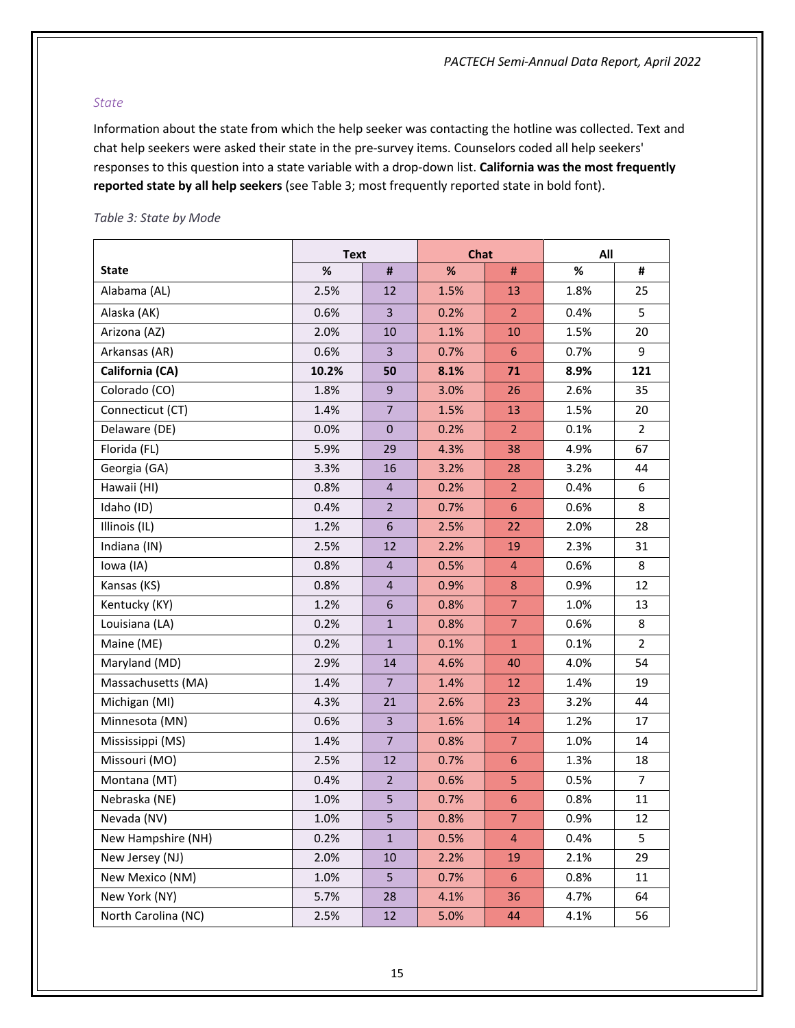### *State*

Information about the state from which the help seeker was contacting the hotline was collected. Text and chat help seekers were asked their state in the pre-survey items. Counselors coded all help seekers' responses to this question into a state variable with a drop-down list. **California was the most frequently reported state by all help seekers** (see Table 3; most frequently reported state in bold font).

*Table 3: State by Mode*

| | Text | | Chat | | All | |
|---|---|---|---|---|---|---|
| **State** | **%** | **#** | **%** | **#** | **%** | **#** |
| Alabama (AL) | 2.5% | 12 | 1.5% | 13 | 1.8% | 25 |
| Alaska (AK) | 0.6% | 3 | 0.2% | 2 | 0.4% | 5 |
| Arizona (AZ) | 2.0% | 10 | 1.1% | 10 | 1.5% | 20 |
| Arkansas (AR) | 0.6% | 3 | 0.7% | 6 | 0.7% | 9 |
| **California (CA)** | **10.2%** | **50** | **8.1%** | **71** | **8.9%** | **121** |
| Colorado (CO) | 1.8% | 9 | 3.0% | 26 | 2.6% | 35 |
| Connecticut (CT) | 1.4% | 7 | 1.5% | 13 | 1.5% | 20 |
| Delaware (DE) | 0.0% | 0 | 0.2% | 2 | 0.1% | 2 |
| Florida (FL) | 5.9% | 29 | 4.3% | 38 | 4.9% | 67 |
| Georgia (GA) | 3.3% | 16 | 3.2% | 28 | 3.2% | 44 |
| Hawaii (HI) | 0.8% | 4 | 0.2% | 2 | 0.4% | 6 |
| Idaho (ID) | 0.4% | 2 | 0.7% | 6 | 0.6% | 8 |
| Illinois (IL) | 1.2% | 6 | 2.5% | 22 | 2.0% | 28 |
| Indiana (IN) | 2.5% | 12 | 2.2% | 19 | 2.3% | 31 |
| Iowa (IA) | 0.8% | 4 | 0.5% | 4 | 0.6% | 8 |
| Kansas (KS) | 0.8% | 4 | 0.9% | 8 | 0.9% | 12 |
| Kentucky (KY) | 1.2% | 6 | 0.8% | 7 | 1.0% | 13 |
| Louisiana (LA) | 0.2% | 1 | 0.8% | 7 | 0.6% | 8 |
| Maine (ME) | 0.2% | 1 | 0.1% | 1 | 0.1% | 2 |
| Maryland (MD) | 2.9% | 14 | 4.6% | 40 | 4.0% | 54 |
| Massachusetts (MA) | 1.4% | 7 | 1.4% | 12 | 1.4% | 19 |
| Michigan (MI) | 4.3% | 21 | 2.6% | 23 | 3.2% | 44 |
| Minnesota (MN) | 0.6% | 3 | 1.6% | 14 | 1.2% | 17 |
| Mississippi (MS) | 1.4% | 7 | 0.8% | 7 | 1.0% | 14 |
| Missouri (MO) | 2.5% | 12 | 0.7% | 6 | 1.3% | 18 |
| Montana (MT) | 0.4% | 2 | 0.6% | 5 | 0.5% | 7 |
| Nebraska (NE) | 1.0% | 5 | 0.7% | 6 | 0.8% | 11 |
| Nevada (NV) | 1.0% | 5 | 0.8% | 7 | 0.9% | 12 |
| New Hampshire (NH) | 0.2% | 1 | 0.5% | 4 | 0.4% | 5 |
| New Jersey (NJ) | 2.0% | 10 | 2.2% | 19 | 2.1% | 29 |
| New Mexico (NM) | 1.0% | 5 | 0.7% | 6 | 0.8% | 11 |
| New York (NY) | 5.7% | 28 | 4.1% | 36 | 4.7% | 64 |
| North Carolina (NC) | 2.5% | 12 | 5.0% | 44 | 4.1% | 56 |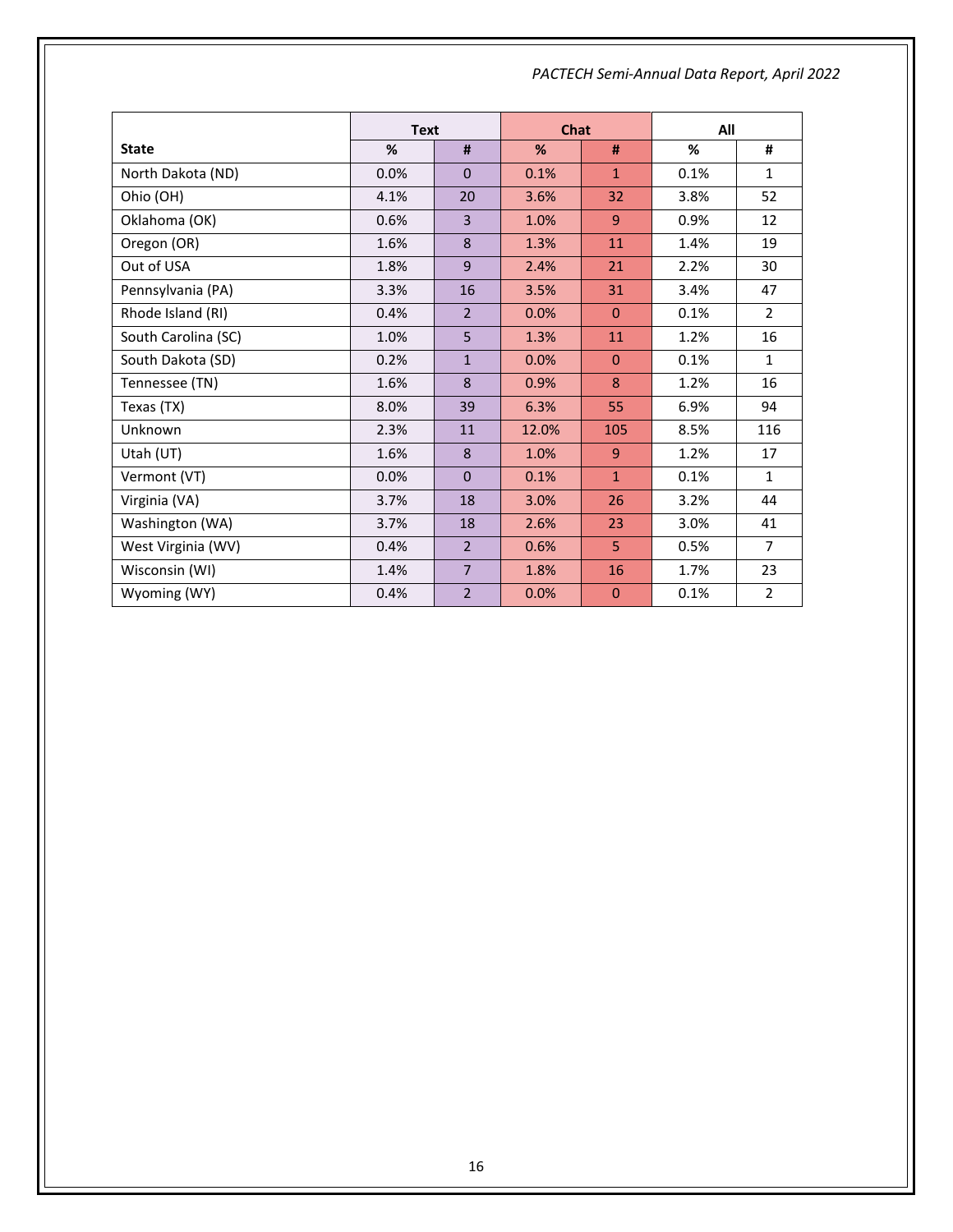| State | Text | | Chat | | All | |
|---|---|---|---|---|---|---|
| | % | # | % | # | % | # |
| North Dakota (ND) | 0.0% | 0 | 0.1% | 1 | 0.1% | 1 |
| Ohio (OH) | 4.1% | 20 | 3.6% | 32 | 3.8% | 52 |
| Oklahoma (OK) | 0.6% | 3 | 1.0% | 9 | 0.9% | 12 |
| Oregon (OR) | 1.6% | 8 | 1.3% | 11 | 1.4% | 19 |
| Out of USA | 1.8% | 9 | 2.4% | 21 | 2.2% | 30 |
| Pennsylvania (PA) | 3.3% | 16 | 3.5% | 31 | 3.4% | 47 |
| Rhode Island (RI) | 0.4% | 2 | 0.0% | 0 | 0.1% | 2 |
| South Carolina (SC) | 1.0% | 5 | 1.3% | 11 | 1.2% | 16 |
| South Dakota (SD) | 0.2% | 1 | 0.0% | 0 | 0.1% | 1 |
| Tennessee (TN) | 1.6% | 8 | 0.9% | 8 | 1.2% | 16 |
| Texas (TX) | 8.0% | 39 | 6.3% | 55 | 6.9% | 94 |
| Unknown | 2.3% | 11 | 12.0% | 105 | 8.5% | 116 |
| Utah (UT) | 1.6% | 8 | 1.0% | 9 | 1.2% | 17 |
| Vermont (VT) | 0.0% | 0 | 0.1% | 1 | 0.1% | 1 |
| Virginia (VA) | 3.7% | 18 | 3.0% | 26 | 3.2% | 44 |
| Washington (WA) | 3.7% | 18 | 2.6% | 23 | 3.0% | 41 |
| West Virginia (WV) | 0.4% | 2 | 0.6% | 5 | 0.5% | 7 |
| Wisconsin (WI) | 1.4% | 7 | 1.8% | 16 | 1.7% | 23 |
| Wyoming (WY) | 0.4% | 2 | 0.0% | 0 | 0.1% | 2 |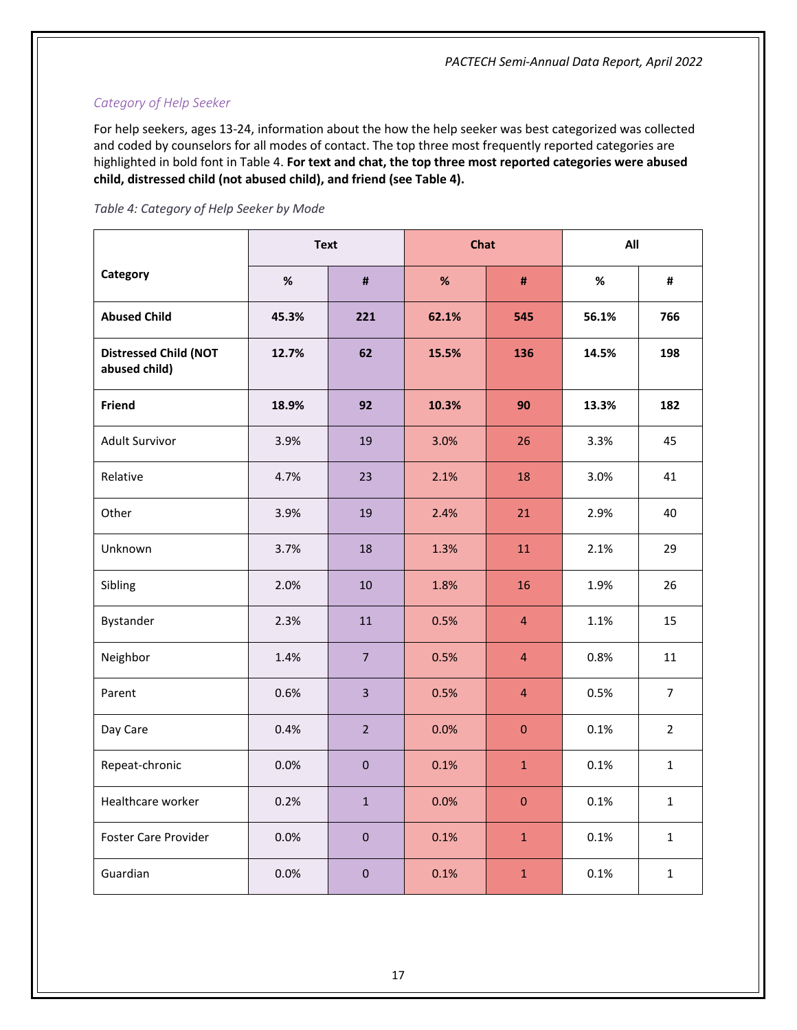### *Category of Help Seeker*

For help seekers, ages 13-24, information about the how the help seeker was best categorized was collected and coded by counselors for all modes of contact. The top three most frequently reported categories are highlighted in bold font in Table 4. **For text and chat, the top three most reported categories were abused child, distressed child (not abused child), and friend (see Table 4).**

*Table 4: Category of Help Seeker by Mode*

| Category | Text | | Chat | | All | |
|---|---|---|---|---|---|---|
| | % | # | % | # | % | # |
| **Abused Child** | **45.3%** | **221** | **62.1%** | **545** | **56.1%** | **766** |
| **Distressed Child (NOT abused child)** | **12.7%** | **62** | **15.5%** | **136** | **14.5%** | **198** |
| **Friend** | **18.9%** | **92** | **10.3%** | **90** | **13.3%** | **182** |
| Adult Survivor | 3.9% | 19 | 3.0% | 26 | 3.3% | 45 |
| Relative | 4.7% | 23 | 2.1% | 18 | 3.0% | 41 |
| Other | 3.9% | 19 | 2.4% | 21 | 2.9% | 40 |
| Unknown | 3.7% | 18 | 1.3% | 11 | 2.1% | 29 |
| Sibling | 2.0% | 10 | 1.8% | 16 | 1.9% | 26 |
| Bystander | 2.3% | 11 | 0.5% | 4 | 1.1% | 15 |
| Neighbor | 1.4% | 7 | 0.5% | 4 | 0.8% | 11 |
| Parent | 0.6% | 3 | 0.5% | 4 | 0.5% | 7 |
| Day Care | 0.4% | 2 | 0.0% | 0 | 0.1% | 2 |
| Repeat-chronic | 0.0% | 0 | 0.1% | 1 | 0.1% | 1 |
| Healthcare worker | 0.2% | 1 | 0.0% | 0 | 0.1% | 1 |
| Foster Care Provider | 0.0% | 0 | 0.1% | 1 | 0.1% | 1 |
| Guardian | 0.0% | 0 | 0.1% | 1 | 0.1% | 1 |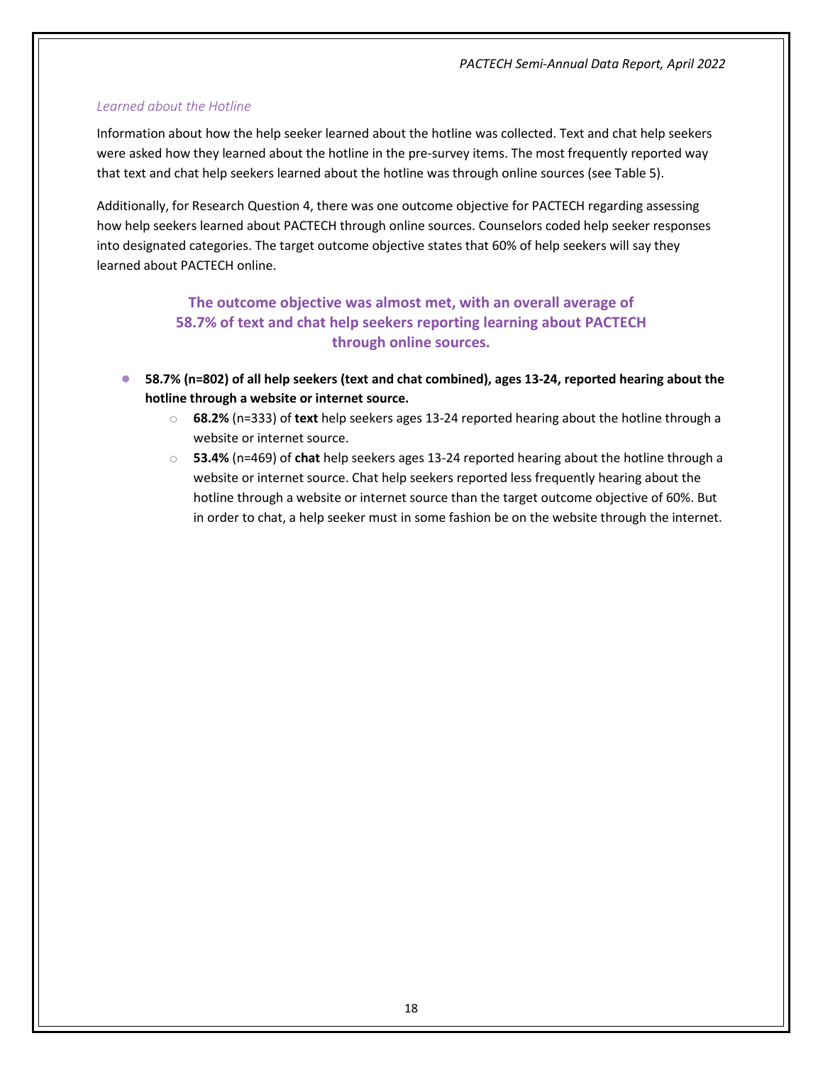*Learned about the Hotline*

Information about how the help seeker learned about the hotline was collected. Text and chat help seekers were asked how they learned about the hotline in the pre-survey items. The most frequently reported way that text and chat help seekers learned about the hotline was through online sources (see Table 5).

Additionally, for Research Question 4, there was one outcome objective for PACTECH regarding assessing how help seekers learned about PACTECH through online sources. Counselors coded help seeker responses into designated categories. The target outcome objective states that 60% of help seekers will say they learned about PACTECH online.

**The outcome objective was almost met, with an overall average of 58.7% of text and chat help seekers reporting learning about PACTECH through online sources.**

- **58.7% (n=802) of all help seekers (text and chat combined), ages 13-24, reported hearing about the hotline through a website or internet source.**
  - **68.2%** (n=333) of **text** help seekers ages 13-24 reported hearing about the hotline through a website or internet source.
  - **53.4%** (n=469) of **chat** help seekers ages 13-24 reported hearing about the hotline through a website or internet source. Chat help seekers reported less frequently hearing about the hotline through a website or internet source than the target outcome objective of 60%. But in order to chat, a help seeker must in some fashion be on the website through the internet.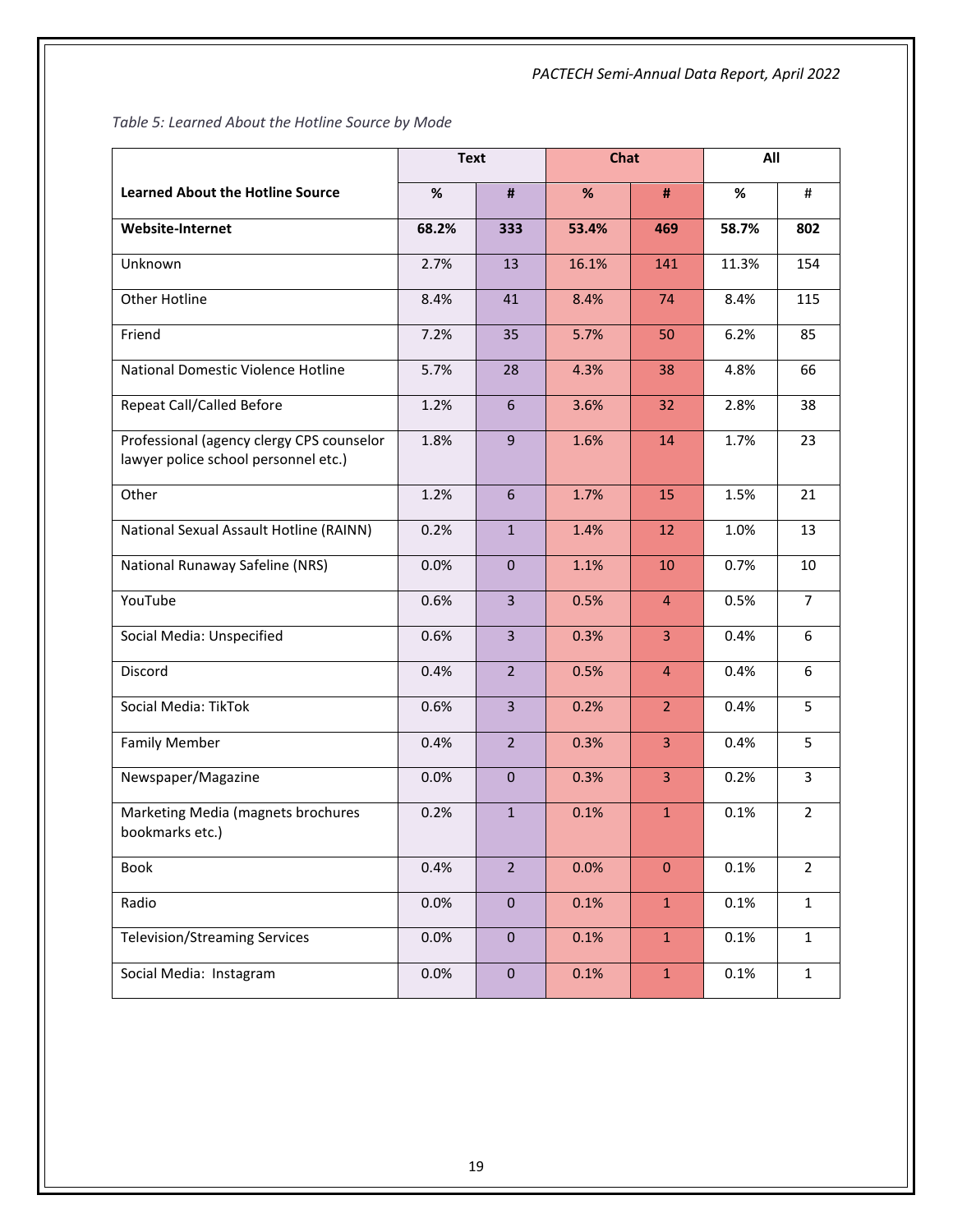*Table 5: Learned About the Hotline Source by Mode*

| | Text | | Chat | | All | |
|---|---|---|---|---|---|---|
| **Learned About the Hotline Source** | % | # | % | # | % | # |
| **Website-Internet** | **68.2%** | **333** | **53.4%** | **469** | **58.7%** | **802** |
| Unknown | 2.7% | 13 | 16.1% | 141 | 11.3% | 154 |
| Other Hotline | 8.4% | 41 | 8.4% | 74 | 8.4% | 115 |
| Friend | 7.2% | 35 | 5.7% | 50 | 6.2% | 85 |
| National Domestic Violence Hotline | 5.7% | 28 | 4.3% | 38 | 4.8% | 66 |
| Repeat Call/Called Before | 1.2% | 6 | 3.6% | 32 | 2.8% | 38 |
| Professional (agency clergy CPS counselor lawyer police school personnel etc.) | 1.8% | 9 | 1.6% | 14 | 1.7% | 23 |
| Other | 1.2% | 6 | 1.7% | 15 | 1.5% | 21 |
| National Sexual Assault Hotline (RAINN) | 0.2% | 1 | 1.4% | 12 | 1.0% | 13 |
| National Runaway Safeline (NRS) | 0.0% | 0 | 1.1% | 10 | 0.7% | 10 |
| YouTube | 0.6% | 3 | 0.5% | 4 | 0.5% | 7 |
| Social Media: Unspecified | 0.6% | 3 | 0.3% | 3 | 0.4% | 6 |
| Discord | 0.4% | 2 | 0.5% | 4 | 0.4% | 6 |
| Social Media: TikTok | 0.6% | 3 | 0.2% | 2 | 0.4% | 5 |
| Family Member | 0.4% | 2 | 0.3% | 3 | 0.4% | 5 |
| Newspaper/Magazine | 0.0% | 0 | 0.3% | 3 | 0.2% | 3 |
| Marketing Media (magnets brochures bookmarks etc.) | 0.2% | 1 | 0.1% | 1 | 0.1% | 2 |
| Book | 0.4% | 2 | 0.0% | 0 | 0.1% | 2 |
| Radio | 0.0% | 0 | 0.1% | 1 | 0.1% | 1 |
| Television/Streaming Services | 0.0% | 0 | 0.1% | 1 | 0.1% | 1 |
| Social Media: Instagram | 0.0% | 0 | 0.1% | 1 | 0.1% | 1 |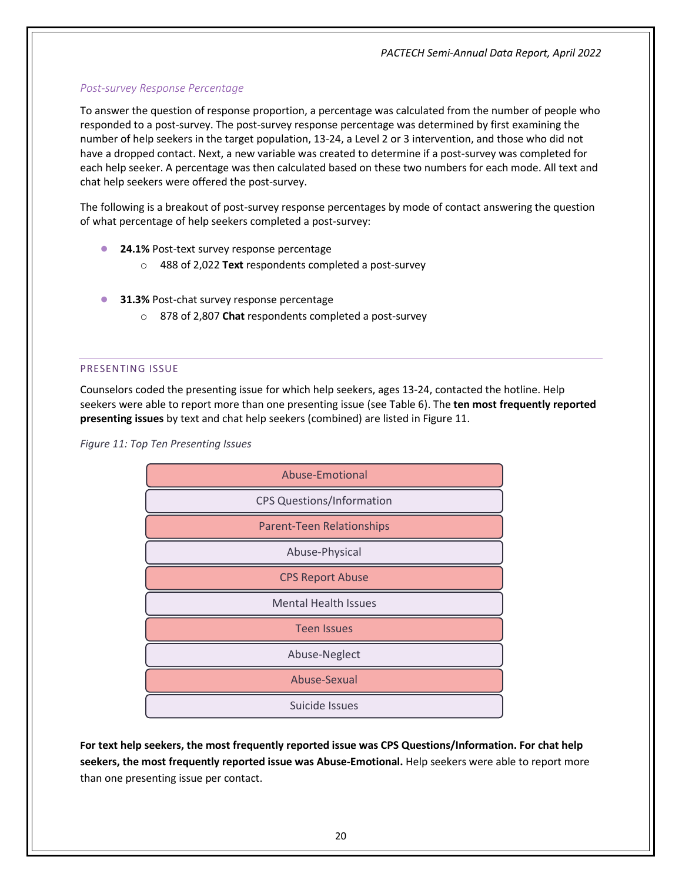*Post-survey Response Percentage*

To answer the question of response proportion, a percentage was calculated from the number of people who responded to a post-survey. The post-survey response percentage was determined by first examining the number of help seekers in the target population, 13-24, a Level 2 or 3 intervention, and those who did not have a dropped contact. Next, a new variable was created to determine if a post-survey was completed for each help seeker. A percentage was then calculated based on these two numbers for each mode. All text and chat help seekers were offered the post-survey.

The following is a breakout of post-survey response percentages by mode of contact answering the question of what percentage of help seekers completed a post-survey:

- **24.1%** Post-text survey response percentage
  - 488 of 2,022 **Text** respondents completed a post-survey
- **31.3%** Post-chat survey response percentage
  - 878 of 2,807 **Chat** respondents completed a post-survey

## PRESENTING ISSUE

Counselors coded the presenting issue for which help seekers, ages 13-24, contacted the hotline. Help seekers were able to report more than one presenting issue (see Table 6). The **ten most frequently reported presenting issues** by text and chat help seekers (combined) are listed in Figure 11.

*Figure 11: Top Ten Presenting Issues*

- Abuse-Emotional
- CPS Questions/Information
- Parent-Teen Relationships
- Abuse-Physical
- CPS Report Abuse
- Mental Health Issues
- Teen Issues
- Abuse-Neglect
- Abuse-Sexual
- Suicide Issues

**For text help seekers, the most frequently reported issue was CPS Questions/Information. For chat help seekers, the most frequently reported issue was Abuse-Emotional.** Help seekers were able to report more than one presenting issue per contact.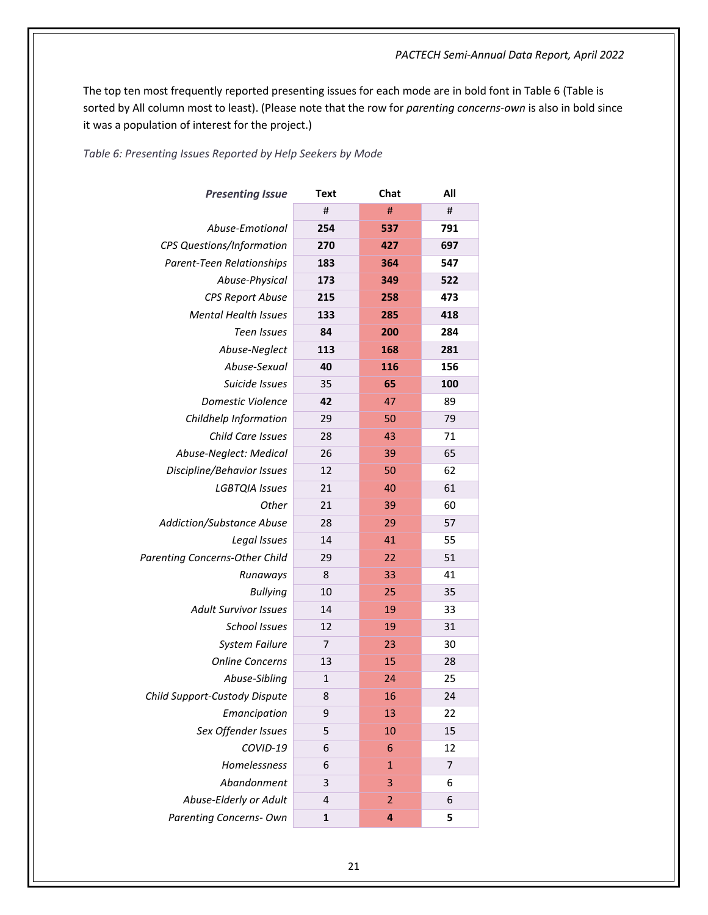The top ten most frequently reported presenting issues for each mode are in bold font in Table 6 (Table is sorted by All column most to least). (Please note that the row for *parenting concerns-own* is also in bold since it was a population of interest for the project.)

*Table 6: Presenting Issues Reported by Help Seekers by Mode*

| *Presenting Issue* | Text | Chat | All |
|---|---|---|---|
| | # | # | # |
| *Abuse-Emotional* | **254** | **537** | **791** |
| *CPS Questions/Information* | **270** | **427** | **697** |
| *Parent-Teen Relationships* | **183** | **364** | **547** |
| *Abuse-Physical* | **173** | **349** | **522** |
| *CPS Report Abuse* | **215** | **258** | **473** |
| *Mental Health Issues* | **133** | **285** | **418** |
| *Teen Issues* | **84** | **200** | **284** |
| *Abuse-Neglect* | **113** | **168** | **281** |
| *Abuse-Sexual* | **40** | **116** | **156** |
| *Suicide Issues* | 35 | **65** | **100** |
| *Domestic Violence* | **42** | 47 | 89 |
| *Childhelp Information* | 29 | 50 | 79 |
| *Child Care Issues* | 28 | 43 | 71 |
| *Abuse-Neglect: Medical* | 26 | 39 | 65 |
| *Discipline/Behavior Issues* | 12 | 50 | 62 |
| *LGBTQIA Issues* | 21 | 40 | 61 |
| *Other* | 21 | 39 | 60 |
| *Addiction/Substance Abuse* | 28 | 29 | 57 |
| *Legal Issues* | 14 | 41 | 55 |
| *Parenting Concerns-Other Child* | 29 | 22 | 51 |
| *Runaways* | 8 | 33 | 41 |
| *Bullying* | 10 | 25 | 35 |
| *Adult Survivor Issues* | 14 | 19 | 33 |
| *School Issues* | 12 | 19 | 31 |
| *System Failure* | 7 | 23 | 30 |
| *Online Concerns* | 13 | 15 | 28 |
| *Abuse-Sibling* | 1 | 24 | 25 |
| *Child Support-Custody Dispute* | 8 | 16 | 24 |
| *Emancipation* | 9 | 13 | 22 |
| *Sex Offender Issues* | 5 | 10 | 15 |
| *COVID-19* | 6 | 6 | 12 |
| *Homelessness* | 6 | 1 | 7 |
| *Abandonment* | 3 | 3 | 6 |
| *Abuse-Elderly or Adult* | 4 | 2 | 6 |
| *Parenting Concerns- Own* | **1** | **4** | **5** |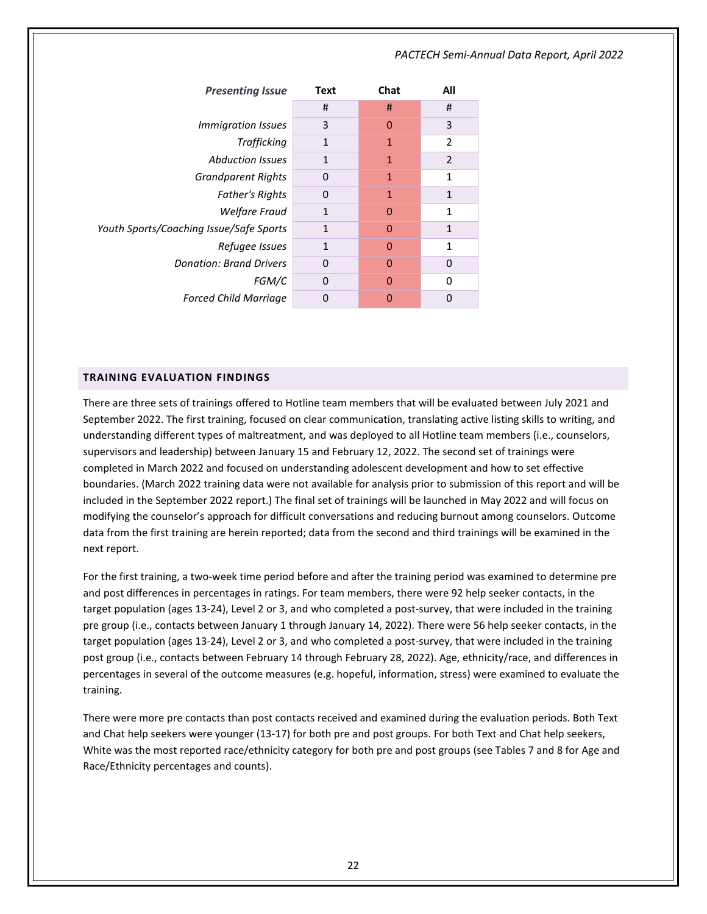| *Presenting Issue* | Text | Chat | All |
|---|---|---|---|
| | # | # | # |
| *Immigration Issues* | 3 | 0 | 3 |
| *Trafficking* | 1 | 1 | 2 |
| *Abduction Issues* | 1 | 1 | 2 |
| *Grandparent Rights* | 0 | 1 | 1 |
| *Father's Rights* | 0 | 1 | 1 |
| *Welfare Fraud* | 1 | 0 | 1 |
| *Youth Sports/Coaching Issue/Safe Sports* | 1 | 0 | 1 |
| *Refugee Issues* | 1 | 0 | 1 |
| *Donation: Brand Drivers* | 0 | 0 | 0 |
| *FGM/C* | 0 | 0 | 0 |
| *Forced Child Marriage* | 0 | 0 | 0 |

## TRAINING EVALUATION FINDINGS

There are three sets of trainings offered to Hotline team members that will be evaluated between July 2021 and September 2022. The first training, focused on clear communication, translating active listing skills to writing, and understanding different types of maltreatment, and was deployed to all Hotline team members (i.e., counselors, supervisors and leadership) between January 15 and February 12, 2022. The second set of trainings were completed in March 2022 and focused on understanding adolescent development and how to set effective boundaries. (March 2022 training data were not available for analysis prior to submission of this report and will be included in the September 2022 report.) The final set of trainings will be launched in May 2022 and will focus on modifying the counselor's approach for difficult conversations and reducing burnout among counselors. Outcome data from the first training are herein reported; data from the second and third trainings will be examined in the next report.

For the first training, a two-week time period before and after the training period was examined to determine pre and post differences in percentages in ratings. For team members, there were 92 help seeker contacts, in the target population (ages 13-24), Level 2 or 3, and who completed a post-survey, that were included in the training pre group (i.e., contacts between January 1 through January 14, 2022). There were 56 help seeker contacts, in the target population (ages 13-24), Level 2 or 3, and who completed a post-survey, that were included in the training post group (i.e., contacts between February 14 through February 28, 2022). Age, ethnicity/race, and differences in percentages in several of the outcome measures (e.g. hopeful, information, stress) were examined to evaluate the training.

There were more pre contacts than post contacts received and examined during the evaluation periods. Both Text and Chat help seekers were younger (13-17) for both pre and post groups. For both Text and Chat help seekers, White was the most reported race/ethnicity category for both pre and post groups (see Tables 7 and 8 for Age and Race/Ethnicity percentages and counts).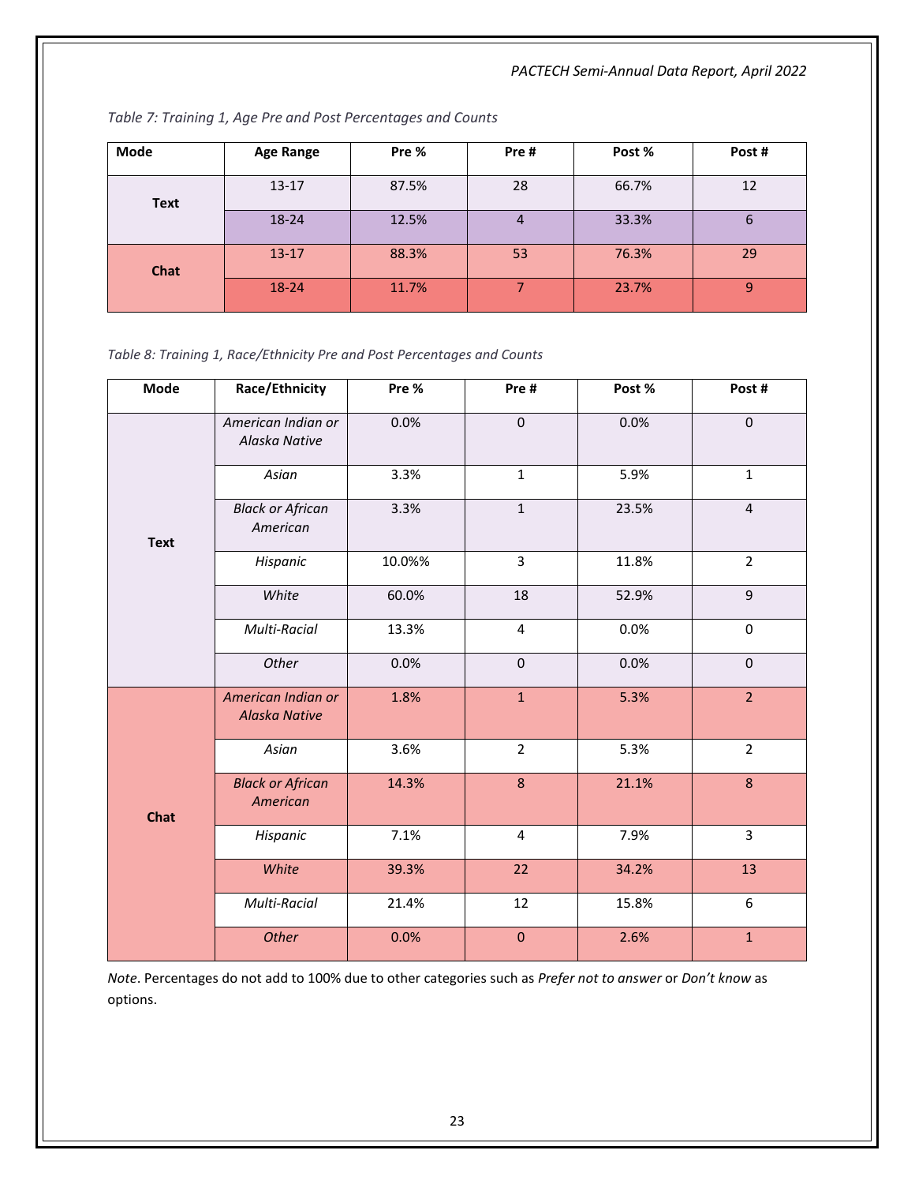*Table 7: Training 1, Age Pre and Post Percentages and Counts*

| Mode | Age Range | Pre % | Pre # | Post % | Post # |
|---|---|---|---|---|---|
| **Text** | 13-17 | 87.5% | 28 | 66.7% | 12 |
| | 18-24 | 12.5% | 4 | 33.3% | 6 |
| **Chat** | 13-17 | 88.3% | 53 | 76.3% | 29 |
| | 18-24 | 11.7% | 7 | 23.7% | 9 |

*Table 8: Training 1, Race/Ethnicity Pre and Post Percentages and Counts*

| Mode | Race/Ethnicity | Pre % | Pre # | Post % | Post # |
|---|---|---|---|---|---|
| **Text** | *American Indian or Alaska Native* | 0.0% | 0 | 0.0% | 0 |
| | *Asian* | 3.3% | 1 | 5.9% | 1 |
| | *Black or African American* | 3.3% | 1 | 23.5% | 4 |
| | *Hispanic* | 10.0%% | 3 | 11.8% | 2 |
| | *White* | 60.0% | 18 | 52.9% | 9 |
| | *Multi-Racial* | 13.3% | 4 | 0.0% | 0 |
| | *Other* | 0.0% | 0 | 0.0% | 0 |
| **Chat** | *American Indian or Alaska Native* | 1.8% | 1 | 5.3% | 2 |
| | *Asian* | 3.6% | 2 | 5.3% | 2 |
| | *Black or African American* | 14.3% | 8 | 21.1% | 8 |
| | *Hispanic* | 7.1% | 4 | 7.9% | 3 |
| | *White* | 39.3% | 22 | 34.2% | 13 |
| | *Multi-Racial* | 21.4% | 12 | 15.8% | 6 |
| | *Other* | 0.0% | 0 | 2.6% | 1 |

*Note*. Percentages do not add to 100% due to other categories such as *Prefer not to answer* or *Don't know* as options.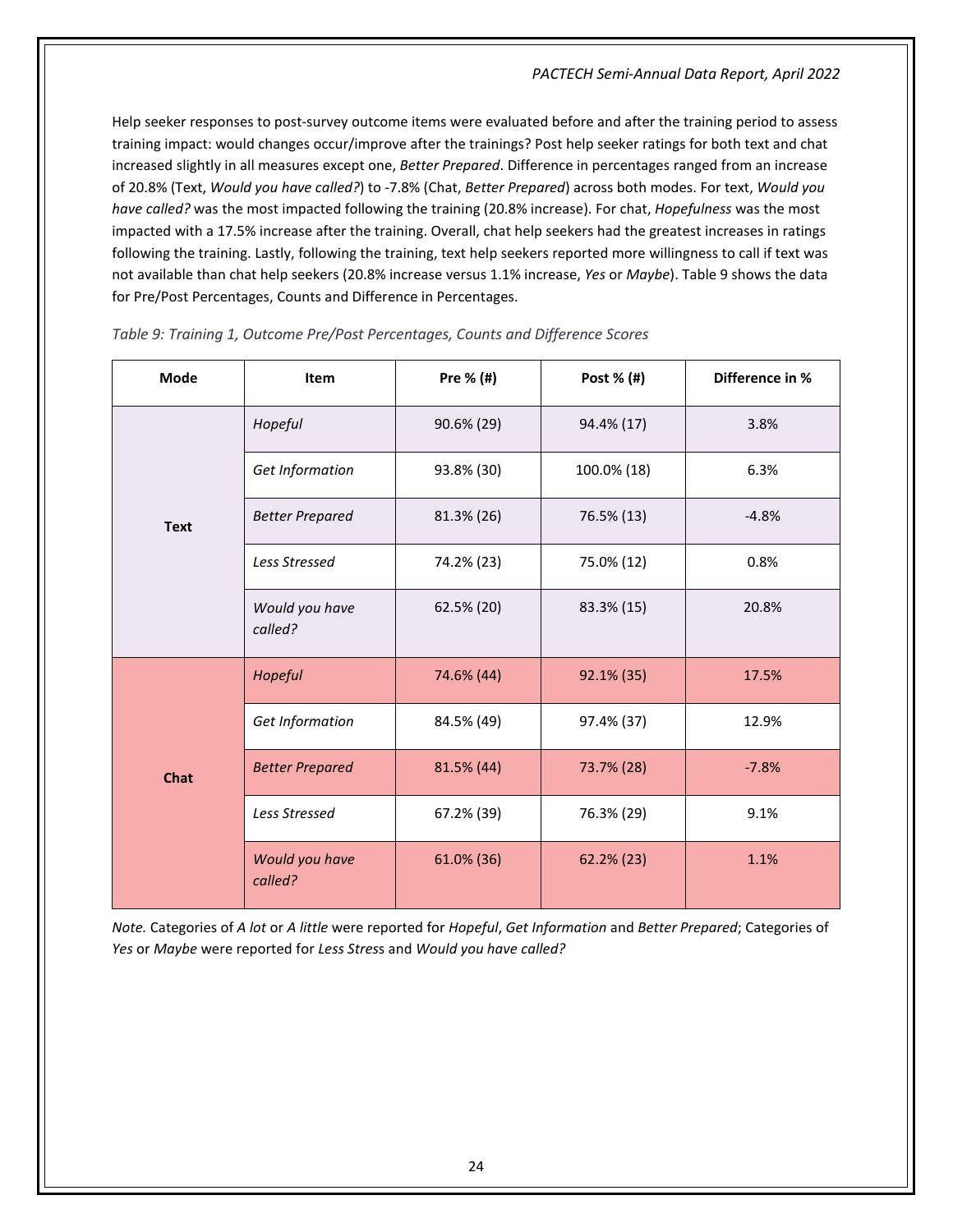Help seeker responses to post-survey outcome items were evaluated before and after the training period to assess training impact: would changes occur/improve after the trainings? Post help seeker ratings for both text and chat increased slightly in all measures except one, *Better Prepared*. Difference in percentages ranged from an increase of 20.8% (Text, *Would you have called?*) to -7.8% (Chat, *Better Prepared*) across both modes. For text, *Would you have called?* was the most impacted following the training (20.8% increase). For chat, *Hopefulness* was the most impacted with a 17.5% increase after the training. Overall, chat help seekers had the greatest increases in ratings following the training. Lastly, following the training, text help seekers reported more willingness to call if text was not available than chat help seekers (20.8% increase versus 1.1% increase, *Yes* or *Maybe*). Table 9 shows the data for Pre/Post Percentages, Counts and Difference in Percentages.

*Table 9: Training 1, Outcome Pre/Post Percentages, Counts and Difference Scores*

| Mode | Item | Pre % (#) | Post % (#) | Difference in % |
|---|---|---|---|---|
| Text | *Hopeful* | 90.6% (29) | 94.4% (17) | 3.8% |
| | *Get Information* | 93.8% (30) | 100.0% (18) | 6.3% |
| | *Better Prepared* | 81.3% (26) | 76.5% (13) | -4.8% |
| | *Less Stressed* | 74.2% (23) | 75.0% (12) | 0.8% |
| | *Would you have called?* | 62.5% (20) | 83.3% (15) | 20.8% |
| Chat | *Hopeful* | 74.6% (44) | 92.1% (35) | 17.5% |
| | *Get Information* | 84.5% (49) | 97.4% (37) | 12.9% |
| | *Better Prepared* | 81.5% (44) | 73.7% (28) | -7.8% |
| | *Less Stressed* | 67.2% (39) | 76.3% (29) | 9.1% |
| | *Would you have called?* | 61.0% (36) | 62.2% (23) | 1.1% |

*Note.* Categories of *A lot* or *A little* were reported for *Hopeful*, *Get Information* and *Better Prepared*; Categories of *Yes* or *Maybe* were reported for *Less Stress* and *Would you have called?*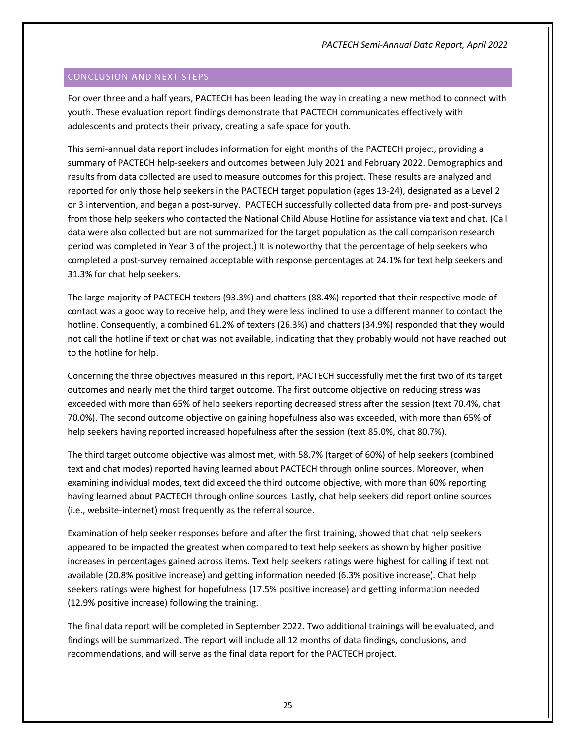## CONCLUSION AND NEXT STEPS

For over three and a half years, PACTECH has been leading the way in creating a new method to connect with youth. These evaluation report findings demonstrate that PACTECH communicates effectively with adolescents and protects their privacy, creating a safe space for youth.

This semi-annual data report includes information for eight months of the PACTECH project, providing a summary of PACTECH help-seekers and outcomes between July 2021 and February 2022. Demographics and results from data collected are used to measure outcomes for this project. These results are analyzed and reported for only those help seekers in the PACTECH target population (ages 13-24), designated as a Level 2 or 3 intervention, and began a post-survey. PACTECH successfully collected data from pre- and post-surveys from those help seekers who contacted the National Child Abuse Hotline for assistance via text and chat. (Call data were also collected but are not summarized for the target population as the call comparison research period was completed in Year 3 of the project.) It is noteworthy that the percentage of help seekers who completed a post-survey remained acceptable with response percentages at 24.1% for text help seekers and 31.3% for chat help seekers.

The large majority of PACTECH texters (93.3%) and chatters (88.4%) reported that their respective mode of contact was a good way to receive help, and they were less inclined to use a different manner to contact the hotline. Consequently, a combined 61.2% of texters (26.3%) and chatters (34.9%) responded that they would not call the hotline if text or chat was not available, indicating that they probably would not have reached out to the hotline for help.

Concerning the three objectives measured in this report, PACTECH successfully met the first two of its target outcomes and nearly met the third target outcome. The first outcome objective on reducing stress was exceeded with more than 65% of help seekers reporting decreased stress after the session (text 70.4%, chat 70.0%). The second outcome objective on gaining hopefulness also was exceeded, with more than 65% of help seekers having reported increased hopefulness after the session (text 85.0%, chat 80.7%).

The third target outcome objective was almost met, with 58.7% (target of 60%) of help seekers (combined text and chat modes) reported having learned about PACTECH through online sources. Moreover, when examining individual modes, text did exceed the third outcome objective, with more than 60% reporting having learned about PACTECH through online sources. Lastly, chat help seekers did report online sources (i.e., website-internet) most frequently as the referral source.

Examination of help seeker responses before and after the first training, showed that chat help seekers appeared to be impacted the greatest when compared to text help seekers as shown by higher positive increases in percentages gained across items. Text help seekers ratings were highest for calling if text not available (20.8% positive increase) and getting information needed (6.3% positive increase). Chat help seekers ratings were highest for hopefulness (17.5% positive increase) and getting information needed (12.9% positive increase) following the training.

The final data report will be completed in September 2022. Two additional trainings will be evaluated, and findings will be summarized. The report will include all 12 months of data findings, conclusions, and recommendations, and will serve as the final data report for the PACTECH project.